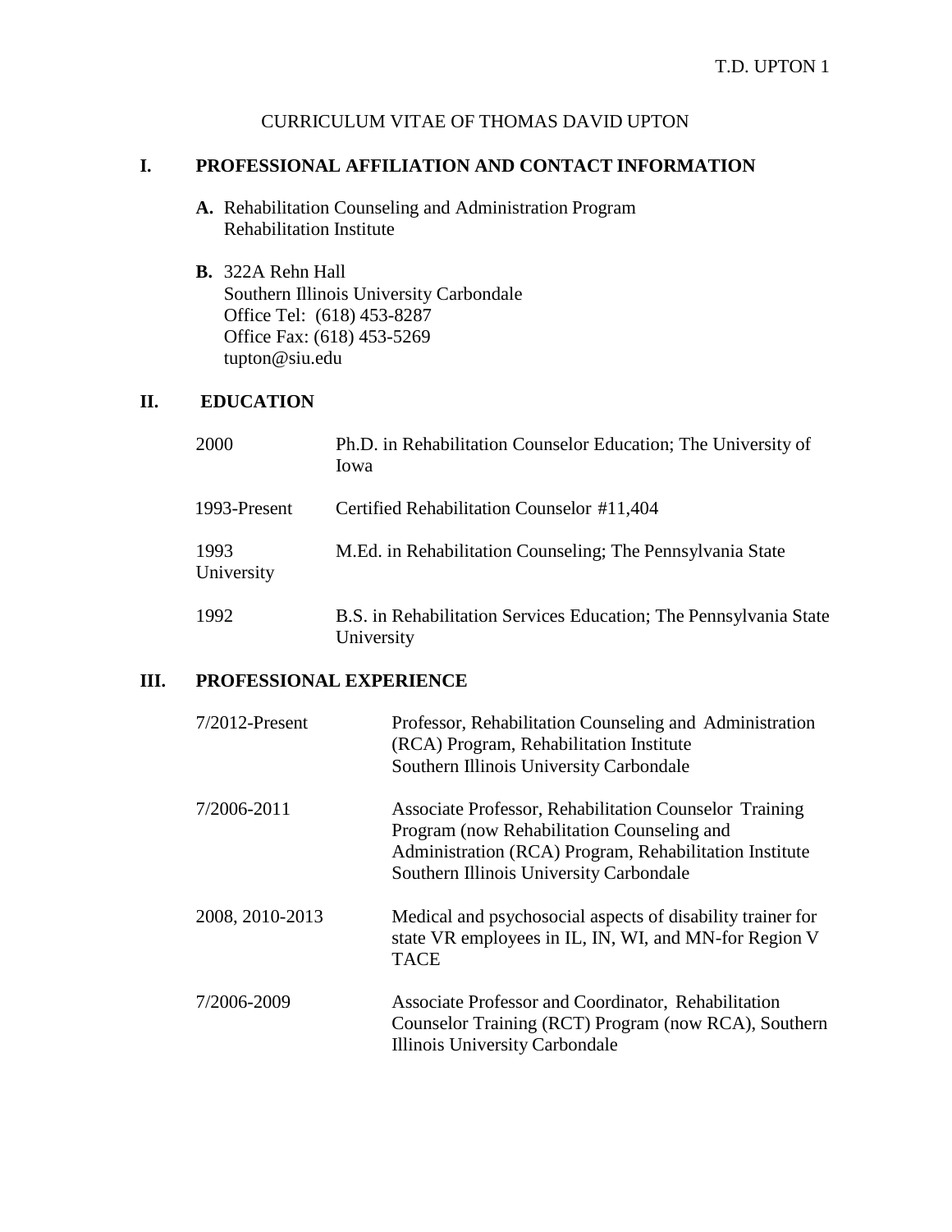CURRICULUM VITAE OF THOMAS DAVID UPTON

## I. PROFESSIONAL AFFILIATION AND CONTACT INFORMATION

**A.** Rehabilitation Counseling and Administration Program
Rehabilitation Institute

**B.** 322A Rehn Hall
Southern Illinois University Carbondale
Office Tel: (618) 453-8287
Office Fax: (618) 453-5269
tupton@siu.edu

## II. EDUCATION

| | |
|---|---|
| 2000 | Ph.D. in Rehabilitation Counselor Education; The University of Iowa |
| 1993-Present | Certified Rehabilitation Counselor #11,404 |
| 1993 | M.Ed. in Rehabilitation Counseling; The Pennsylvania State University |
| 1992 | B.S. in Rehabilitation Services Education; The Pennsylvania State University |

## III. PROFESSIONAL EXPERIENCE

| | |
|---|---|
| 7/2012-Present | Professor, Rehabilitation Counseling and Administration (RCA) Program, Rehabilitation Institute Southern Illinois University Carbondale |
| 7/2006-2011 | Associate Professor, Rehabilitation Counselor Training Program (now Rehabilitation Counseling and Administration (RCA) Program, Rehabilitation Institute Southern Illinois University Carbondale |
| 2008, 2010-2013 | Medical and psychosocial aspects of disability trainer for state VR employees in IL, IN, WI, and MN-for Region V TACE |
| 7/2006-2009 | Associate Professor and Coordinator, Rehabilitation Counselor Training (RCT) Program (now RCA), Southern Illinois University Carbondale |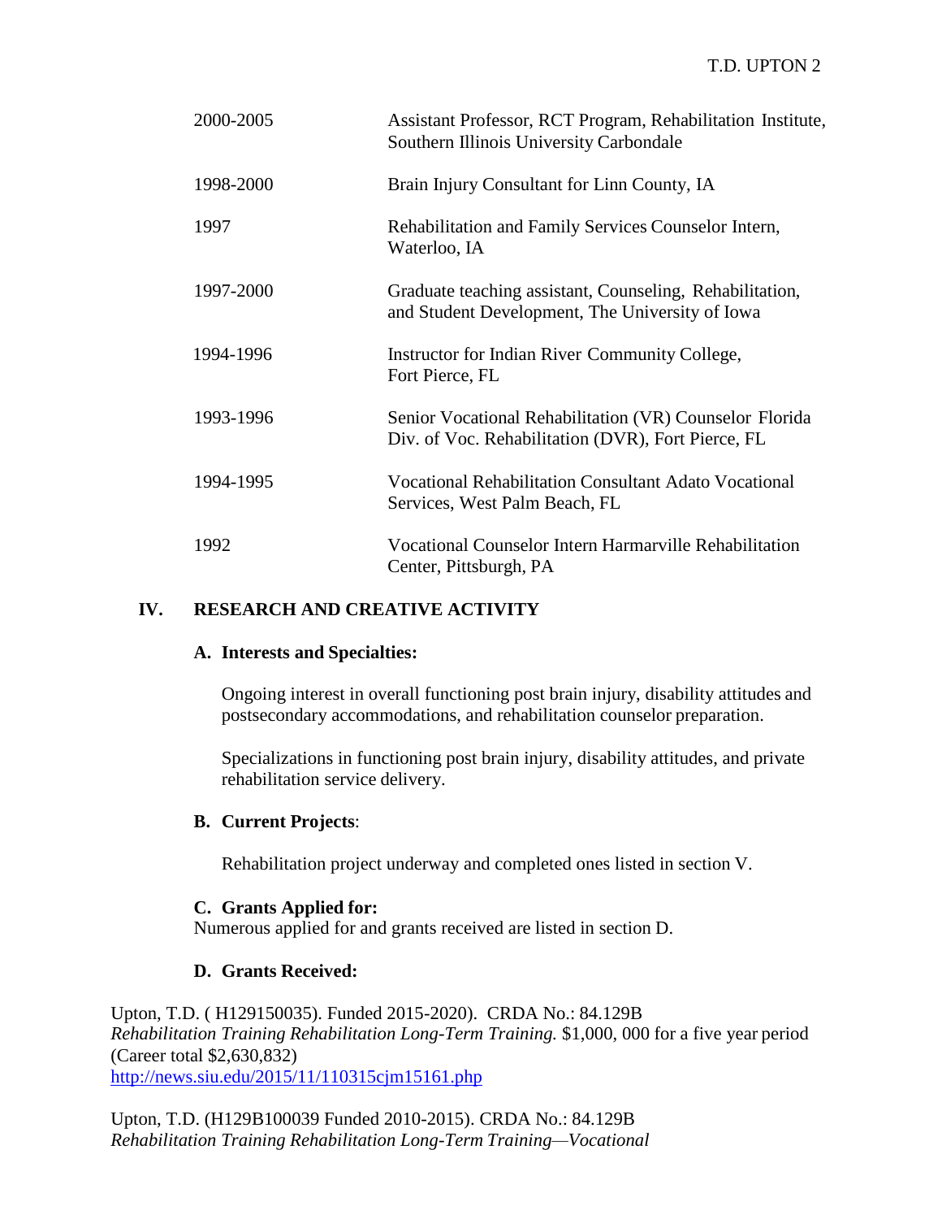| | |
|---|---|
| 2000-2005 | Assistant Professor, RCT Program, Rehabilitation Institute, Southern Illinois University Carbondale |
| 1998-2000 | Brain Injury Consultant for Linn County, IA |
| 1997 | Rehabilitation and Family Services Counselor Intern, Waterloo, IA |
| 1997-2000 | Graduate teaching assistant, Counseling, Rehabilitation, and Student Development, The University of Iowa |
| 1994-1996 | Instructor for Indian River Community College, Fort Pierce, FL |
| 1993-1996 | Senior Vocational Rehabilitation (VR) Counselor Florida Div. of Voc. Rehabilitation (DVR), Fort Pierce, FL |
| 1994-1995 | Vocational Rehabilitation Consultant Adato Vocational Services, West Palm Beach, FL |
| 1992 | Vocational Counselor Intern Harmarville Rehabilitation Center, Pittsburgh, PA |

## IV. RESEARCH AND CREATIVE ACTIVITY

### A. Interests and Specialties:

Ongoing interest in overall functioning post brain injury, disability attitudes and postsecondary accommodations, and rehabilitation counselor preparation.

Specializations in functioning post brain injury, disability attitudes, and private rehabilitation service delivery.

### B. Current Projects:

Rehabilitation project underway and completed ones listed in section V.

### C. Grants Applied for:

Numerous applied for and grants received are listed in section D.

### D. Grants Received:

Upton, T.D. ( H129150035). Funded 2015-2020). CRDA No.: 84.129B
*Rehabilitation Training Rehabilitation Long-Term Training.* $1,000, 000 for a five year period (Career total $2,630,832)
http://news.siu.edu/2015/11/110315cjm15161.php

Upton, T.D. (H129B100039 Funded 2010-2015). CRDA No.: 84.129B
*Rehabilitation Training Rehabilitation Long-Term Training—Vocational*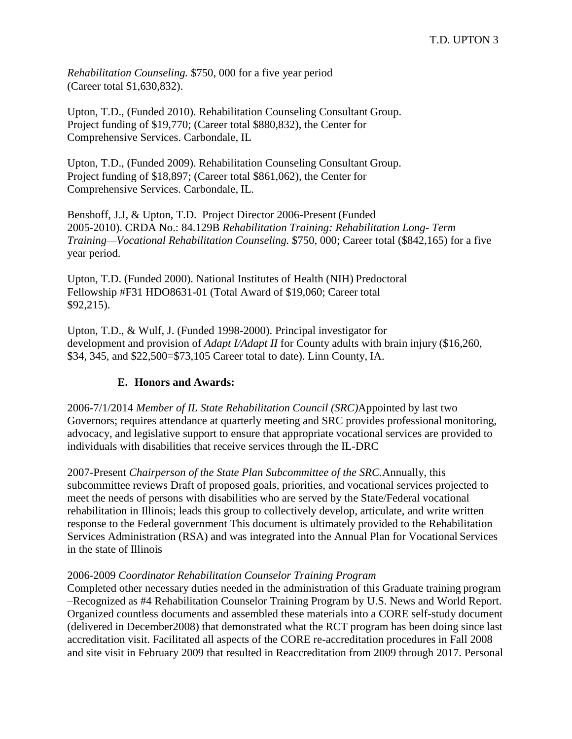*Rehabilitation Counseling.* $750, 000 for a five year period (Career total $1,630,832).

Upton, T.D., (Funded 2010). Rehabilitation Counseling Consultant Group. Project funding of $19,770; (Career total $880,832), the Center for Comprehensive Services. Carbondale, IL

Upton, T.D., (Funded 2009). Rehabilitation Counseling Consultant Group. Project funding of $18,897; (Career total $861,062), the Center for Comprehensive Services. Carbondale, IL.

Benshoff, J.J, & Upton, T.D. Project Director 2006-Present (Funded 2005-2010). CRDA No.: 84.129B *Rehabilitation Training: Rehabilitation Long- Term Training—Vocational Rehabilitation Counseling.* $750, 000; Career total ($842,165) for a five year period.

Upton, T.D. (Funded 2000). National Institutes of Health (NIH) Predoctoral Fellowship #F31 HDO8631-01 (Total Award of $19,060; Career total $92,215).

Upton, T.D., & Wulf, J. (Funded 1998-2000). Principal investigator for development and provision of *Adapt I/Adapt II* for County adults with brain injury ($16,260, $34, 345, and $22,500=$73,105 Career total to date). Linn County, IA.

### E. Honors and Awards:

2006-7/1/2014 *Member of IL State Rehabilitation Council (SRC)*Appointed by last two Governors; requires attendance at quarterly meeting and SRC provides professional monitoring, advocacy, and legislative support to ensure that appropriate vocational services are provided to individuals with disabilities that receive services through the IL-DRC

2007-Present *Chairperson of the State Plan Subcommittee of the SRC.*Annually, this subcommittee reviews Draft of proposed goals, priorities, and vocational services projected to meet the needs of persons with disabilities who are served by the State/Federal vocational rehabilitation in Illinois; leads this group to collectively develop, articulate, and write written response to the Federal government This document is ultimately provided to the Rehabilitation Services Administration (RSA) and was integrated into the Annual Plan for Vocational Services in the state of Illinois

2006-2009 *Coordinator Rehabilitation Counselor Training Program*
Completed other necessary duties needed in the administration of this Graduate training program –Recognized as #4 Rehabilitation Counselor Training Program by U.S. News and World Report. Organized countless documents and assembled these materials into a CORE self-study document (delivered in December2008) that demonstrated what the RCT program has been doing since last accreditation visit. Facilitated all aspects of the CORE re-accreditation procedures in Fall 2008 and site visit in February 2009 that resulted in Reaccreditation from 2009 through 2017. Personal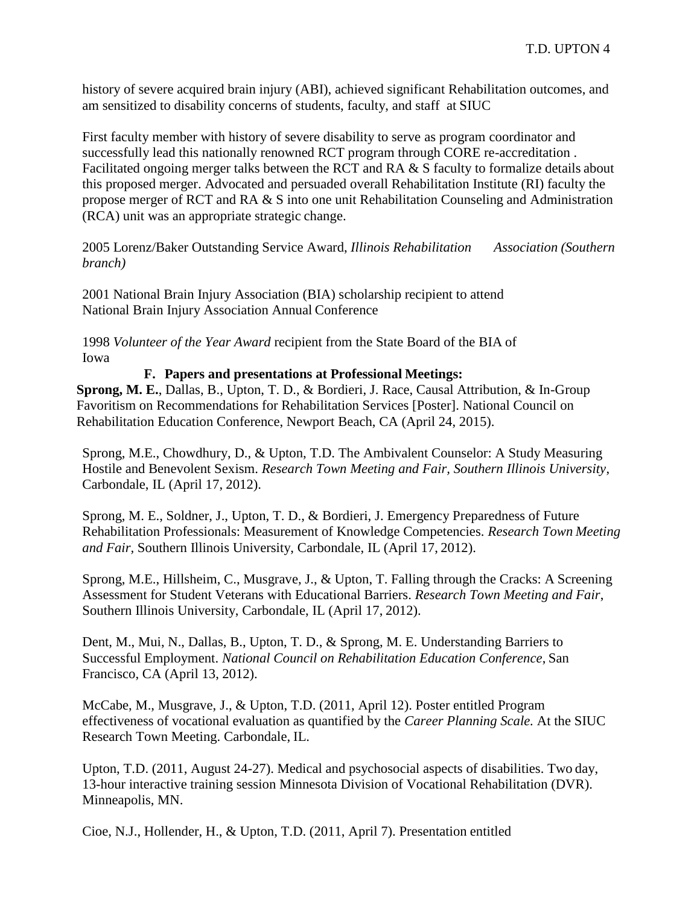history of severe acquired brain injury (ABI), achieved significant Rehabilitation outcomes, and am sensitized to disability concerns of students, faculty, and staff at SIUC

First faculty member with history of severe disability to serve as program coordinator and successfully lead this nationally renowned RCT program through CORE re-accreditation . Facilitated ongoing merger talks between the RCT and RA & S faculty to formalize details about this proposed merger. Advocated and persuaded overall Rehabilitation Institute (RI) faculty the propose merger of RCT and RA & S into one unit Rehabilitation Counseling and Administration (RCA) unit was an appropriate strategic change.

2005 Lorenz/Baker Outstanding Service Award, *Illinois Rehabilitation Association (Southern branch)*

2001 National Brain Injury Association (BIA) scholarship recipient to attend National Brain Injury Association Annual Conference

1998 *Volunteer of the Year Award* recipient from the State Board of the BIA of Iowa

### F. Papers and presentations at Professional Meetings:

**Sprong, M. E.**, Dallas, B., Upton, T. D., & Bordieri, J. Race, Causal Attribution, & In-Group Favoritism on Recommendations for Rehabilitation Services [Poster]. National Council on Rehabilitation Education Conference, Newport Beach, CA (April 24, 2015).

Sprong, M.E., Chowdhury, D., & Upton, T.D. The Ambivalent Counselor: A Study Measuring Hostile and Benevolent Sexism. *Research Town Meeting and Fair, Southern Illinois University*, Carbondale, IL (April 17, 2012).

Sprong, M. E., Soldner, J., Upton, T. D., & Bordieri, J. Emergency Preparedness of Future Rehabilitation Professionals: Measurement of Knowledge Competencies. *Research Town Meeting and Fair,* Southern Illinois University, Carbondale, IL (April 17, 2012).

Sprong, M.E., Hillsheim, C., Musgrave, J., & Upton, T. Falling through the Cracks: A Screening Assessment for Student Veterans with Educational Barriers. *Research Town Meeting and Fair*, Southern Illinois University, Carbondale, IL (April 17, 2012).

Dent, M., Mui, N., Dallas, B., Upton, T. D., & Sprong, M. E. Understanding Barriers to Successful Employment. *National Council on Rehabilitation Education Conference*, San Francisco, CA (April 13, 2012).

McCabe, M., Musgrave, J., & Upton, T.D. (2011, April 12). Poster entitled Program effectiveness of vocational evaluation as quantified by the *Career Planning Scale.* At the SIUC Research Town Meeting. Carbondale, IL.

Upton, T.D. (2011, August 24-27). Medical and psychosocial aspects of disabilities. Two day, 13-hour interactive training session Minnesota Division of Vocational Rehabilitation (DVR). Minneapolis, MN.

Cioe, N.J., Hollender, H., & Upton, T.D. (2011, April 7). Presentation entitled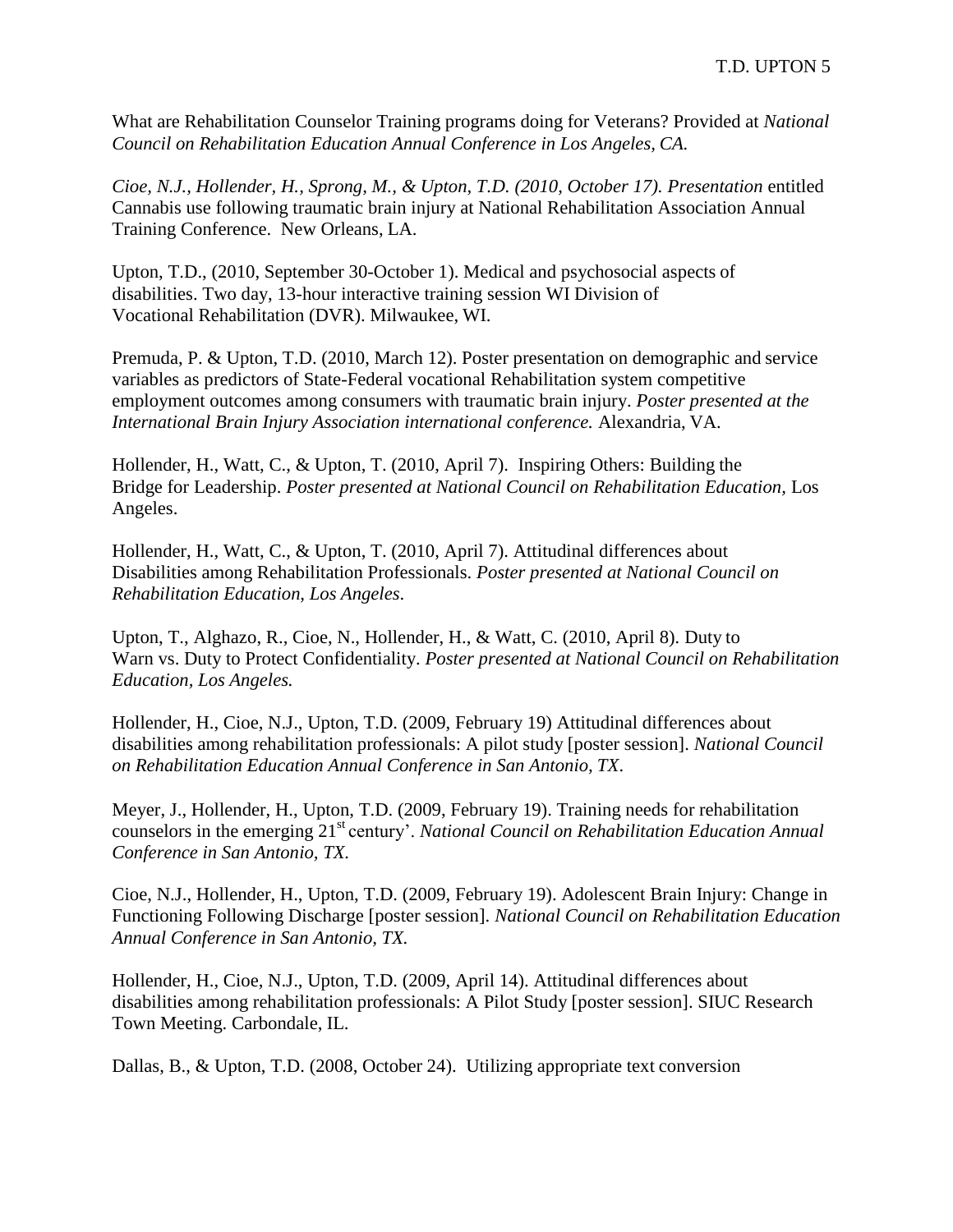What are Rehabilitation Counselor Training programs doing for Veterans? Provided at *National Council on Rehabilitation Education Annual Conference in Los Angeles, CA.*

*Cioe, N.J., Hollender, H., Sprong, M., & Upton, T.D. (2010, October 17). Presentation* entitled Cannabis use following traumatic brain injury at National Rehabilitation Association Annual Training Conference. New Orleans, LA.

Upton, T.D., (2010, September 30-October 1). Medical and psychosocial aspects of disabilities. Two day, 13-hour interactive training session WI Division of Vocational Rehabilitation (DVR). Milwaukee, WI.

Premuda, P. & Upton, T.D. (2010, March 12). Poster presentation on demographic and service variables as predictors of State-Federal vocational Rehabilitation system competitive employment outcomes among consumers with traumatic brain injury. *Poster presented at the International Brain Injury Association international conference.* Alexandria, VA.

Hollender, H., Watt, C., & Upton, T. (2010, April 7). Inspiring Others: Building the Bridge for Leadership. *Poster presented at National Council on Rehabilitation Education*, Los Angeles.

Hollender, H., Watt, C., & Upton, T. (2010, April 7). Attitudinal differences about Disabilities among Rehabilitation Professionals. *Poster presented at National Council on Rehabilitation Education, Los Angeles*.

Upton, T., Alghazo, R., Cioe, N., Hollender, H., & Watt, C. (2010, April 8). Duty to Warn vs. Duty to Protect Confidentiality. *Poster presented at National Council on Rehabilitation Education, Los Angeles.*

Hollender, H., Cioe, N.J., Upton, T.D. (2009, February 19) Attitudinal differences about disabilities among rehabilitation professionals: A pilot study [poster session]. *National Council on Rehabilitation Education Annual Conference in San Antonio, TX*.

Meyer, J., Hollender, H., Upton, T.D. (2009, February 19). Training needs for rehabilitation counselors in the emerging 21st century'. *National Council on Rehabilitation Education Annual Conference in San Antonio, TX.*

Cioe, N.J., Hollender, H., Upton, T.D. (2009, February 19). Adolescent Brain Injury: Change in Functioning Following Discharge [poster session]. *National Council on Rehabilitation Education Annual Conference in San Antonio, TX.*

Hollender, H., Cioe, N.J., Upton, T.D. (2009, April 14). Attitudinal differences about disabilities among rehabilitation professionals: A Pilot Study [poster session]. SIUC Research Town Meeting. Carbondale, IL.

Dallas, B., & Upton, T.D. (2008, October 24). Utilizing appropriate text conversion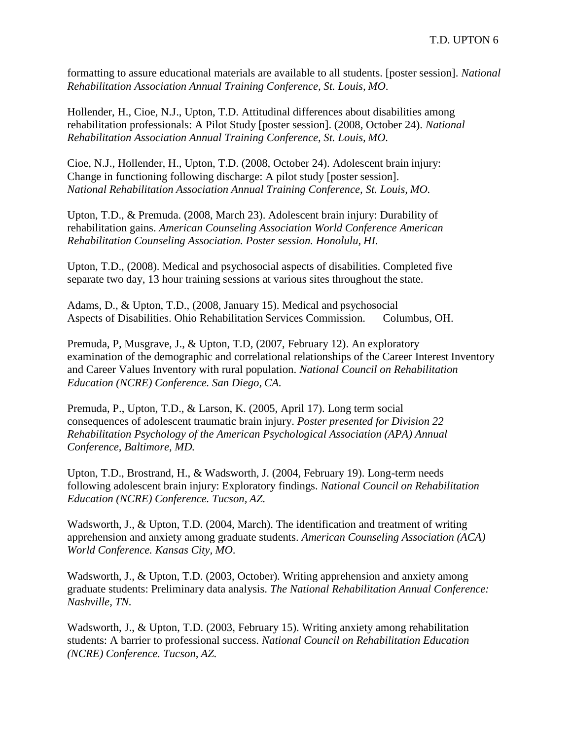formatting to assure educational materials are available to all students. [poster session]. *National Rehabilitation Association Annual Training Conference, St. Louis, MO*.

Hollender, H., Cioe, N.J., Upton, T.D. Attitudinal differences about disabilities among rehabilitation professionals: A Pilot Study [poster session]. (2008, October 24). *National Rehabilitation Association Annual Training Conference, St. Louis, MO*.

Cioe, N.J., Hollender, H., Upton, T.D. (2008, October 24). Adolescent brain injury: Change in functioning following discharge: A pilot study [poster session]. *National Rehabilitation Association Annual Training Conference, St. Louis, MO*.

Upton, T.D., & Premuda. (2008, March 23). Adolescent brain injury: Durability of rehabilitation gains. *American Counseling Association World Conference American Rehabilitation Counseling Association. Poster session. Honolulu, HI.*

Upton, T.D., (2008). Medical and psychosocial aspects of disabilities. Completed five separate two day, 13 hour training sessions at various sites throughout the state.

Adams, D., & Upton, T.D., (2008, January 15). Medical and psychosocial Aspects of Disabilities. Ohio Rehabilitation Services Commission. Columbus, OH.

Premuda, P, Musgrave, J., & Upton, T.D, (2007, February 12). An exploratory examination of the demographic and correlational relationships of the Career Interest Inventory and Career Values Inventory with rural population. *National Council on Rehabilitation Education (NCRE) Conference. San Diego, CA.*

Premuda, P., Upton, T.D., & Larson, K. (2005, April 17). Long term social consequences of adolescent traumatic brain injury. *Poster presented for Division 22 Rehabilitation Psychology of the American Psychological Association (APA) Annual Conference, Baltimore, MD.*

Upton, T.D., Brostrand, H., & Wadsworth, J. (2004, February 19). Long-term needs following adolescent brain injury: Exploratory findings. *National Council on Rehabilitation Education (NCRE) Conference. Tucson, AZ.*

Wadsworth, J., & Upton, T.D. (2004, March). The identification and treatment of writing apprehension and anxiety among graduate students. *American Counseling Association (ACA) World Conference. Kansas City, MO*.

Wadsworth, J., & Upton, T.D. (2003, October). Writing apprehension and anxiety among graduate students: Preliminary data analysis. *The National Rehabilitation Annual Conference: Nashville, TN.*

Wadsworth, J., & Upton, T.D. (2003, February 15). Writing anxiety among rehabilitation students: A barrier to professional success. *National Council on Rehabilitation Education (NCRE) Conference. Tucson, AZ.*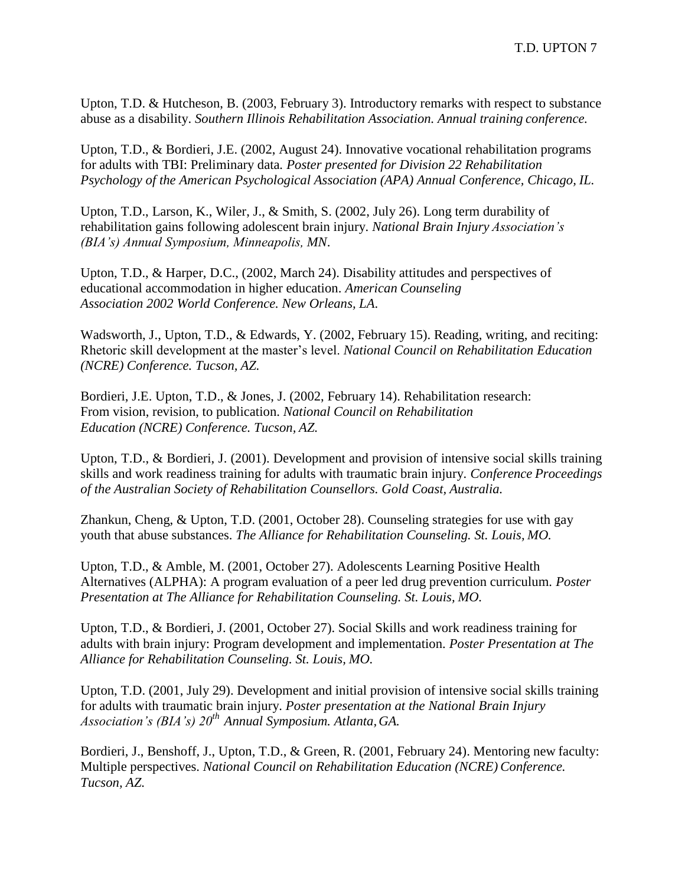Upton, T.D. & Hutcheson, B. (2003, February 3). Introductory remarks with respect to substance abuse as a disability. *Southern Illinois Rehabilitation Association. Annual training conference.*

Upton, T.D., & Bordieri, J.E. (2002, August 24). Innovative vocational rehabilitation programs for adults with TBI: Preliminary data. *Poster presented for Division 22 Rehabilitation Psychology of the American Psychological Association (APA) Annual Conference, Chicago, IL.*

Upton, T.D., Larson, K., Wiler, J., & Smith, S. (2002, July 26). Long term durability of rehabilitation gains following adolescent brain injury. *National Brain Injury Association's (BIA's) Annual Symposium, Minneapolis, MN*.

Upton, T.D., & Harper, D.C., (2002, March 24). Disability attitudes and perspectives of educational accommodation in higher education. *American Counseling Association 2002 World Conference. New Orleans, LA.*

Wadsworth, J., Upton, T.D., & Edwards, Y. (2002, February 15). Reading, writing, and reciting: Rhetoric skill development at the master's level. *National Council on Rehabilitation Education (NCRE) Conference. Tucson, AZ.*

Bordieri, J.E. Upton, T.D., & Jones, J. (2002, February 14). Rehabilitation research: From vision, revision, to publication. *National Council on Rehabilitation Education (NCRE) Conference. Tucson, AZ.*

Upton, T.D., & Bordieri, J. (2001). Development and provision of intensive social skills training skills and work readiness training for adults with traumatic brain injury. *Conference Proceedings of the Australian Society of Rehabilitation Counsellors. Gold Coast, Australia.*

Zhankun, Cheng, & Upton, T.D. (2001, October 28). Counseling strategies for use with gay youth that abuse substances. *The Alliance for Rehabilitation Counseling. St. Louis, MO.*

Upton, T.D., & Amble, M. (2001, October 27). Adolescents Learning Positive Health Alternatives (ALPHA): A program evaluation of a peer led drug prevention curriculum. *Poster Presentation at The Alliance for Rehabilitation Counseling. St. Louis, MO.*

Upton, T.D., & Bordieri, J. (2001, October 27). Social Skills and work readiness training for adults with brain injury: Program development and implementation. *Poster Presentation at The Alliance for Rehabilitation Counseling. St. Louis, MO.*

Upton, T.D. (2001, July 29). Development and initial provision of intensive social skills training for adults with traumatic brain injury. *Poster presentation at the National Brain Injury Association's (BIA's) 20th Annual Symposium. Atlanta, GA.*

Bordieri, J., Benshoff, J., Upton, T.D., & Green, R. (2001, February 24). Mentoring new faculty: Multiple perspectives. *National Council on Rehabilitation Education (NCRE) Conference. Tucson, AZ.*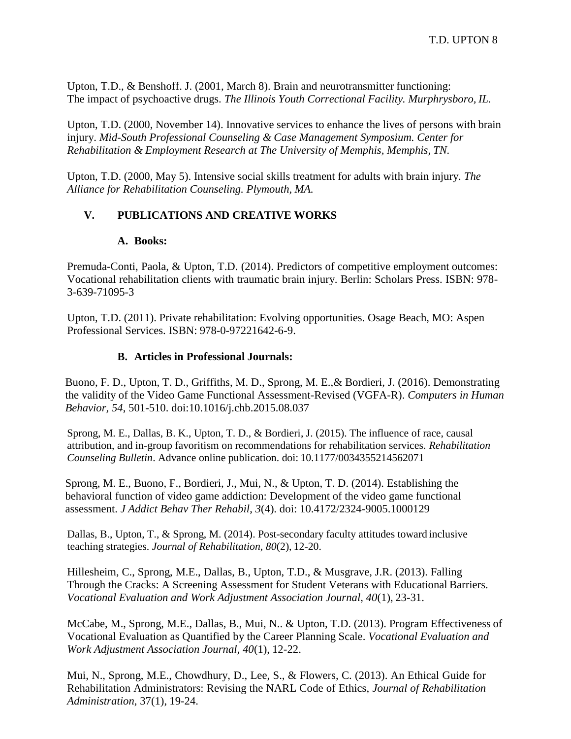Upton, T.D., & Benshoff. J. (2001, March 8). Brain and neurotransmitter functioning: The impact of psychoactive drugs. *The Illinois Youth Correctional Facility. Murphrysboro, IL.*

Upton, T.D. (2000, November 14). Innovative services to enhance the lives of persons with brain injury. *Mid-South Professional Counseling & Case Management Symposium. Center for Rehabilitation & Employment Research at The University of Memphis, Memphis, TN.*

Upton, T.D. (2000, May 5). Intensive social skills treatment for adults with brain injury. *The Alliance for Rehabilitation Counseling. Plymouth, MA.*

## V. PUBLICATIONS AND CREATIVE WORKS

### A. Books:

Premuda-Conti, Paola, & Upton, T.D. (2014). Predictors of competitive employment outcomes: Vocational rehabilitation clients with traumatic brain injury. Berlin: Scholars Press. ISBN: 978-3-639-71095-3

Upton, T.D. (2011). Private rehabilitation: Evolving opportunities. Osage Beach, MO: Aspen Professional Services. ISBN: 978-0-97221642-6-9.

### B. Articles in Professional Journals:

Buono, F. D., Upton, T. D., Griffiths, M. D., Sprong, M. E.,& Bordieri, J. (2016). Demonstrating the validity of the Video Game Functional Assessment-Revised (VGFA-R). *Computers in Human Behavior*, *54*, 501-510. doi:10.1016/j.chb.2015.08.037

Sprong, M. E., Dallas, B. K., Upton, T. D., & Bordieri, J. (2015). The influence of race, causal attribution, and in-group favoritism on recommendations for rehabilitation services. *Rehabilitation Counseling Bulletin*. Advance online publication. doi: 10.1177/0034355214562071

Sprong, M. E., Buono, F., Bordieri, J., Mui, N., & Upton, T. D. (2014). Establishing the behavioral function of video game addiction: Development of the video game functional assessment. *J Addict Behav Ther Rehabil*, *3*(4). doi: 10.4172/2324-9005.1000129

Dallas, B., Upton, T., & Sprong, M. (2014). Post-secondary faculty attitudes toward inclusive teaching strategies. *Journal of Rehabilitation, 80*(2), 12-20.

Hillesheim, C., Sprong, M.E., Dallas, B., Upton, T.D., & Musgrave, J.R. (2013). Falling Through the Cracks: A Screening Assessment for Student Veterans with Educational Barriers. *Vocational Evaluation and Work Adjustment Association Journal, 40*(1), 23-31.

McCabe, M., Sprong, M.E., Dallas, B., Mui, N.. & Upton, T.D. (2013). Program Effectiveness of Vocational Evaluation as Quantified by the Career Planning Scale. *Vocational Evaluation and Work Adjustment Association Journal, 40*(1), 12-22.

Mui, N., Sprong, M.E., Chowdhury, D., Lee, S., & Flowers, C. (2013). An Ethical Guide for Rehabilitation Administrators: Revising the NARL Code of Ethics, *Journal of Rehabilitation Administration*, 37(1), 19-24.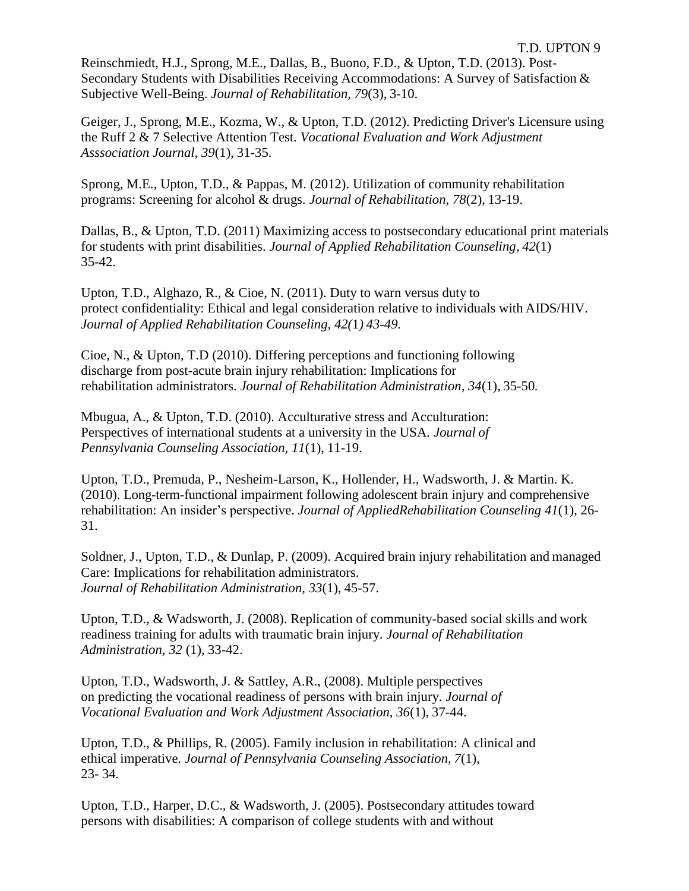Reinschmiedt, H.J., Sprong, M.E., Dallas, B., Buono, F.D., & Upton, T.D. (2013). Post-Secondary Students with Disabilities Receiving Accommodations: A Survey of Satisfaction & Subjective Well-Being. *Journal of Rehabilitation, 79*(3), 3-10.

Geiger, J., Sprong, M.E., Kozma, W., & Upton, T.D. (2012). Predicting Driver's Licensure using the Ruff 2 & 7 Selective Attention Test. *Vocational Evaluation and Work Adjustment Asssociation Journal, 39*(1), 31-35.

Sprong, M.E., Upton, T.D., & Pappas, M. (2012). Utilization of community rehabilitation programs: Screening for alcohol & drugs. *Journal of Rehabilitation, 78*(2), 13-19.

Dallas, B., & Upton, T.D. (2011) Maximizing access to postsecondary educational print materials for students with print disabilities. *Journal of Applied Rehabilitation Counseling*, *42*(1) 35-42.

Upton, T.D., Alghazo, R., & Cioe, N. (2011). Duty to warn versus duty to protect confidentiality: Ethical and legal consideration relative to individuals with AIDS/HIV. *Journal of Applied Rehabilitation Counseling, 42(*1*) 43-49.*

Cioe, N., & Upton, T.D (2010). Differing perceptions and functioning following discharge from post-acute brain injury rehabilitation: Implications for rehabilitation administrators. *Journal of Rehabilitation Administration, 34*(1), 35-50*.*

Mbugua, A., & Upton, T.D. (2010). Acculturative stress and Acculturation: Perspectives of international students at a university in the USA. *Journal of Pennsylvania Counseling Association*, *11*(1), 11-19.

Upton, T.D., Premuda, P., Nesheim-Larson, K., Hollender, H., Wadsworth, J. & Martin. K. (2010). Long-term-functional impairment following adolescent brain injury and comprehensive rehabilitation: An insider's perspective. *Journal of AppliedRehabilitation Counseling 41*(1), 26-31.

Soldner, J., Upton, T.D., & Dunlap, P. (2009). Acquired brain injury rehabilitation and managed Care: Implications for rehabilitation administrators. *Journal of Rehabilitation Administration, 33*(1), 45-57.

Upton, T.D., & Wadsworth, J. (2008). Replication of community-based social skills and work readiness training for adults with traumatic brain injury. *Journal of Rehabilitation Administration, 32* (1), 33-42.

Upton, T.D., Wadsworth, J. & Sattley, A.R., (2008). Multiple perspectives on predicting the vocational readiness of persons with brain injury. *Journal of Vocational Evaluation and Work Adjustment Association, 36*(1), 37-44.

Upton, T.D., & Phillips, R. (2005). Family inclusion in rehabilitation: A clinical and ethical imperative. *Journal of Pennsylvania Counseling Association, 7*(1), 23- 34*.*

Upton, T.D., Harper, D.C., & Wadsworth, J. (2005). Postsecondary attitudes toward persons with disabilities: A comparison of college students with and without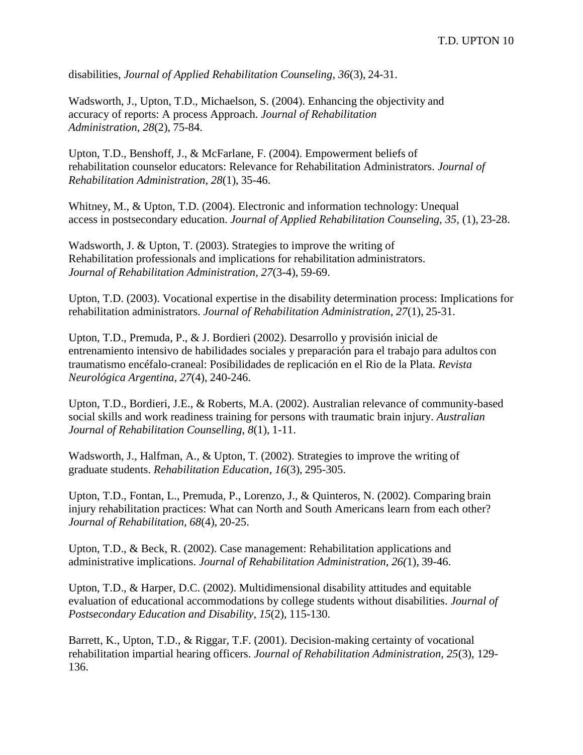disabilities, *Journal of Applied Rehabilitation Counseling, 36*(3), 24-31.

Wadsworth, J., Upton, T.D., Michaelson, S. (2004). Enhancing the objectivity and accuracy of reports: A process Approach. *Journal of Rehabilitation Administration, 28*(2), 75-84.

Upton, T.D., Benshoff, J., & McFarlane, F. (2004). Empowerment beliefs of rehabilitation counselor educators: Relevance for Rehabilitation Administrators. *Journal of Rehabilitation Administration, 28*(1), 35-46.

Whitney, M., & Upton, T.D. (2004). Electronic and information technology: Unequal access in postsecondary education. *Journal of Applied Rehabilitation Counseling, 35,* (1), 23-28.

Wadsworth, J. & Upton, T. (2003). Strategies to improve the writing of Rehabilitation professionals and implications for rehabilitation administrators. *Journal of Rehabilitation Administration, 27*(3-4), 59-69.

Upton, T.D. (2003). Vocational expertise in the disability determination process: Implications for rehabilitation administrators. *Journal of Rehabilitation Administration, 27*(1), 25-31.

Upton, T.D., Premuda, P., & J. Bordieri (2002). Desarrollo y provisión inicial de entrenamiento intensivo de habilidades sociales y preparación para el trabajo para adultos con traumatismo encéfalo-craneal: Posibilidades de replicación en el Rio de la Plata. *Revista Neurológica Argentina, 27*(4), 240-246.

Upton, T.D., Bordieri, J.E., & Roberts, M.A. (2002). Australian relevance of community-based social skills and work readiness training for persons with traumatic brain injury. *Australian Journal of Rehabilitation Counselling, 8*(1), 1-11.

Wadsworth, J., Halfman, A., & Upton, T. (2002). Strategies to improve the writing of graduate students. *Rehabilitation Education*, *16*(3), 295-305.

Upton, T.D., Fontan, L., Premuda, P., Lorenzo, J., & Quinteros, N. (2002). Comparing brain injury rehabilitation practices: What can North and South Americans learn from each other? *Journal of Rehabilitation, 68*(4), 20-25.

Upton, T.D., & Beck, R. (2002). Case management: Rehabilitation applications and administrative implications. *Journal of Rehabilitation Administration, 26(*1), 39-46.

Upton, T.D., & Harper, D.C. (2002). Multidimensional disability attitudes and equitable evaluation of educational accommodations by college students without disabilities. *Journal of Postsecondary Education and Disability, 15*(2), 115-130.

Barrett, K., Upton, T.D., & Riggar, T.F. (2001). Decision-making certainty of vocational rehabilitation impartial hearing officers. *Journal of Rehabilitation Administration, 25*(3), 129-136.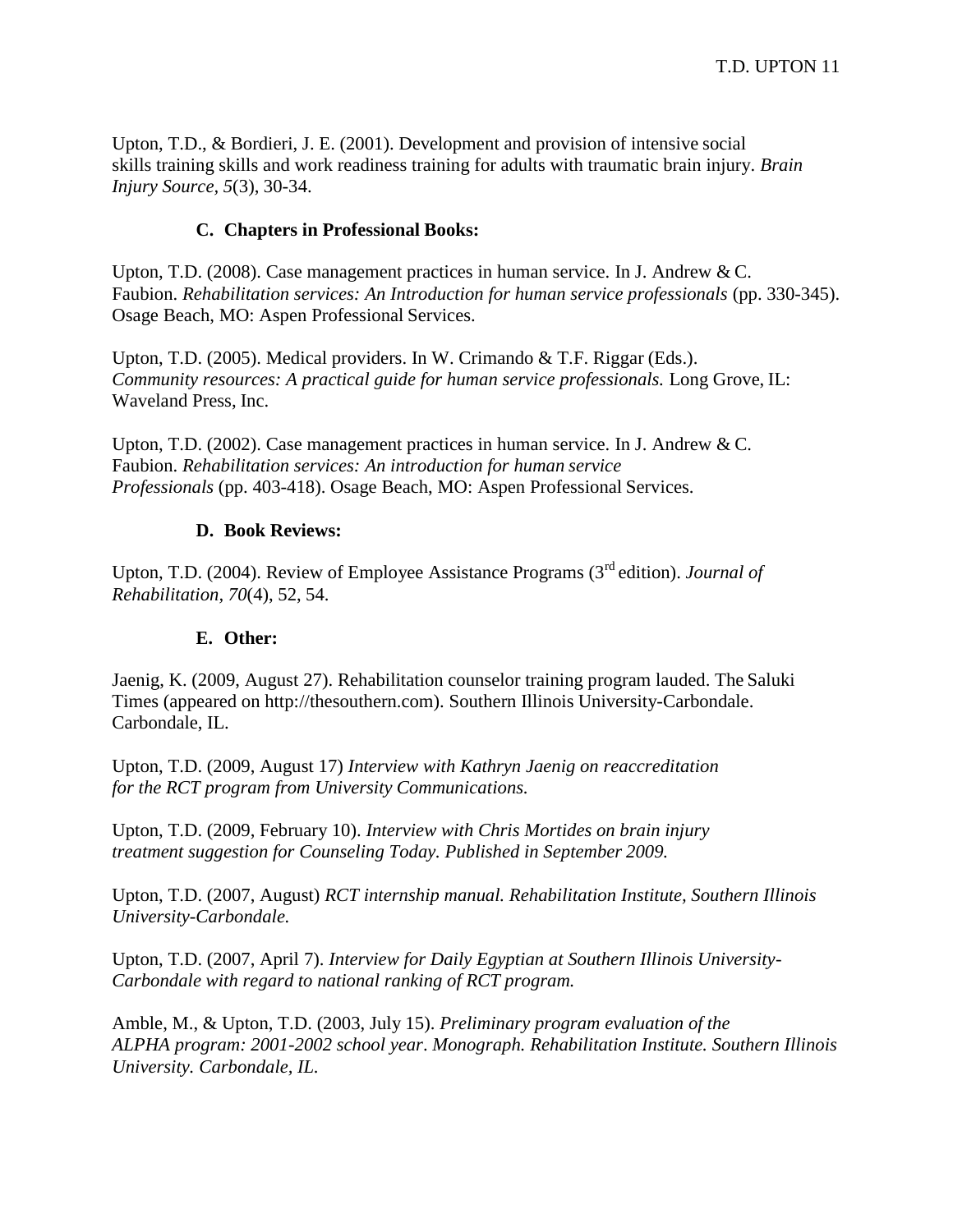Upton, T.D., & Bordieri, J. E. (2001). Development and provision of intensive social skills training skills and work readiness training for adults with traumatic brain injury. *Brain Injury Source, 5*(3), 30-34.

### C. Chapters in Professional Books:

Upton, T.D. (2008). Case management practices in human service. In J. Andrew & C. Faubion. *Rehabilitation services: An Introduction for human service professionals* (pp. 330-345). Osage Beach, MO: Aspen Professional Services.

Upton, T.D. (2005). Medical providers. In W. Crimando & T.F. Riggar (Eds.). *Community resources: A practical guide for human service professionals.* Long Grove, IL: Waveland Press, Inc.

Upton, T.D. (2002). Case management practices in human service. In J. Andrew & C. Faubion. *Rehabilitation services: An introduction for human service Professionals* (pp. 403-418). Osage Beach, MO: Aspen Professional Services.

### D. Book Reviews:

Upton, T.D. (2004). Review of Employee Assistance Programs (3rd edition). *Journal of Rehabilitation, 70*(4), 52, 54.

### E. Other:

Jaenig, K. (2009, August 27). Rehabilitation counselor training program lauded. The Saluki Times (appeared on http://thesouthern.com). Southern Illinois University-Carbondale. Carbondale, IL.

Upton, T.D. (2009, August 17) *Interview with Kathryn Jaenig on reaccreditation for the RCT program from University Communications.*

Upton, T.D. (2009, February 10). *Interview with Chris Mortides on brain injury treatment suggestion for Counseling Today. Published in September 2009.*

Upton, T.D. (2007, August) *RCT internship manual. Rehabilitation Institute, Southern Illinois University-Carbondale.*

Upton, T.D. (2007, April 7). *Interview for Daily Egyptian at Southern Illinois University-Carbondale with regard to national ranking of RCT program.*

Amble, M., & Upton, T.D. (2003, July 15). *Preliminary program evaluation of the ALPHA program: 2001-2002 school year. Monograph. Rehabilitation Institute. Southern Illinois University. Carbondale, IL.*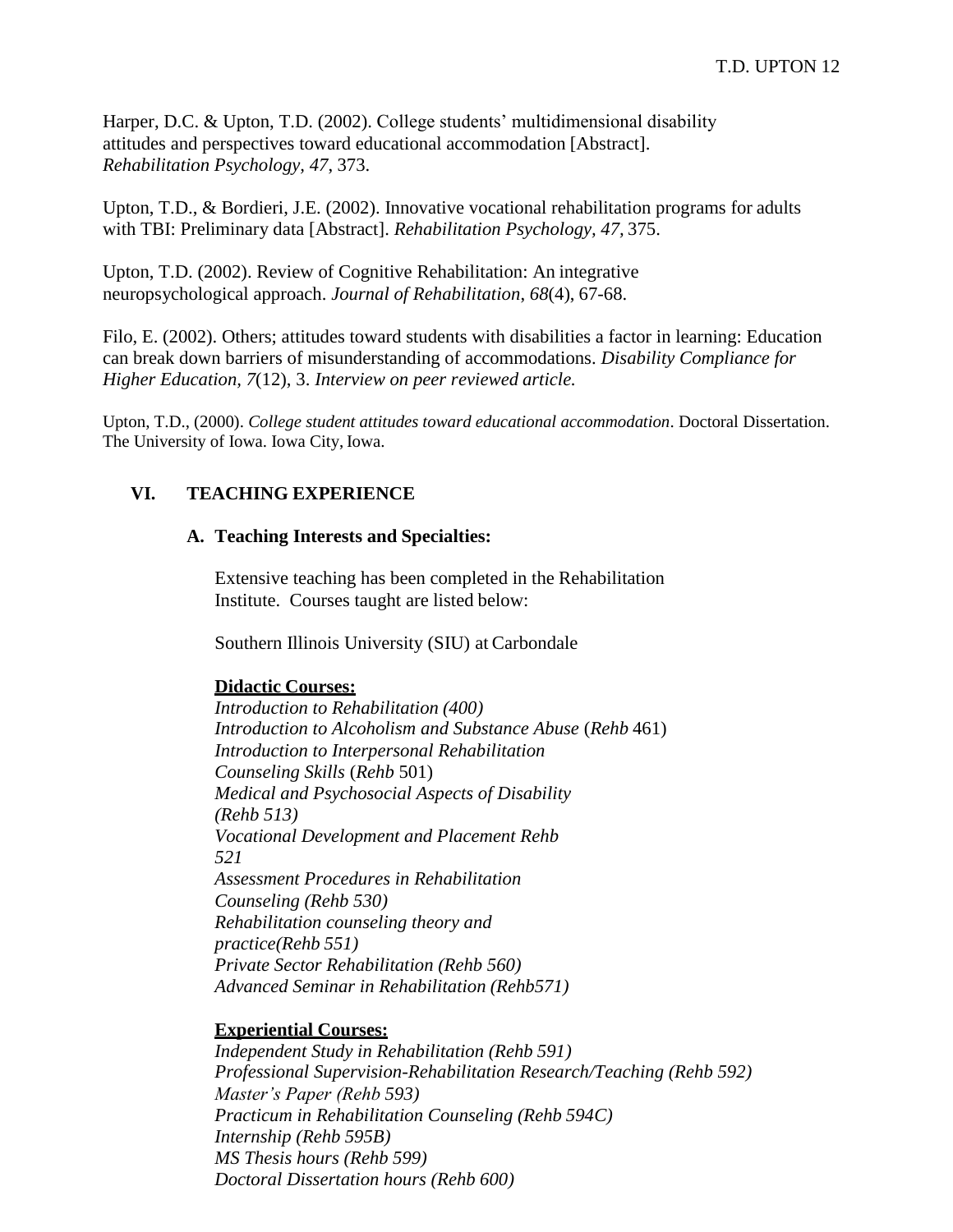Harper, D.C. & Upton, T.D. (2002). College students' multidimensional disability attitudes and perspectives toward educational accommodation [Abstract]. *Rehabilitation Psychology*, *47*, 373.

Upton, T.D., & Bordieri, J.E. (2002). Innovative vocational rehabilitation programs for adults with TBI: Preliminary data [Abstract]. *Rehabilitation Psychology*, *47*, 375.

Upton, T.D. (2002). Review of Cognitive Rehabilitation: An integrative neuropsychological approach. *Journal of Rehabilitation*, *68*(4), 67-68.

Filo, E. (2002). Others; attitudes toward students with disabilities a factor in learning: Education can break down barriers of misunderstanding of accommodations. *Disability Compliance for Higher Education, 7*(12), 3. *Interview on peer reviewed article.*

Upton, T.D., (2000). *College student attitudes toward educational accommodation*. Doctoral Dissertation. The University of Iowa. Iowa City, Iowa.

## VI. TEACHING EXPERIENCE

### A. Teaching Interests and Specialties:

Extensive teaching has been completed in the Rehabilitation Institute. Courses taught are listed below:

Southern Illinois University (SIU) at Carbondale

**Didactic Courses:**

*Introduction to Rehabilitation (400)*
*Introduction to Alcoholism and Substance Abuse* (*Rehb* 461)
*Introduction to Interpersonal Rehabilitation Counseling Skills* (*Rehb* 501)
*Medical and Psychosocial Aspects of Disability (Rehb 513)*
*Vocational Development and Placement Rehb 521*
*Assessment Procedures in Rehabilitation Counseling (Rehb 530)*
*Rehabilitation counseling theory and practice(Rehb 551)*
*Private Sector Rehabilitation (Rehb 560)*
*Advanced Seminar in Rehabilitation (Rehb571)*

**Experiential Courses:**

*Independent Study in Rehabilitation (Rehb 591)*
*Professional Supervision-Rehabilitation Research/Teaching (Rehb 592)*
*Master's Paper (Rehb 593)*
*Practicum in Rehabilitation Counseling (Rehb 594C)*
*Internship (Rehb 595B)*
*MS Thesis hours (Rehb 599)*
*Doctoral Dissertation hours (Rehb 600)*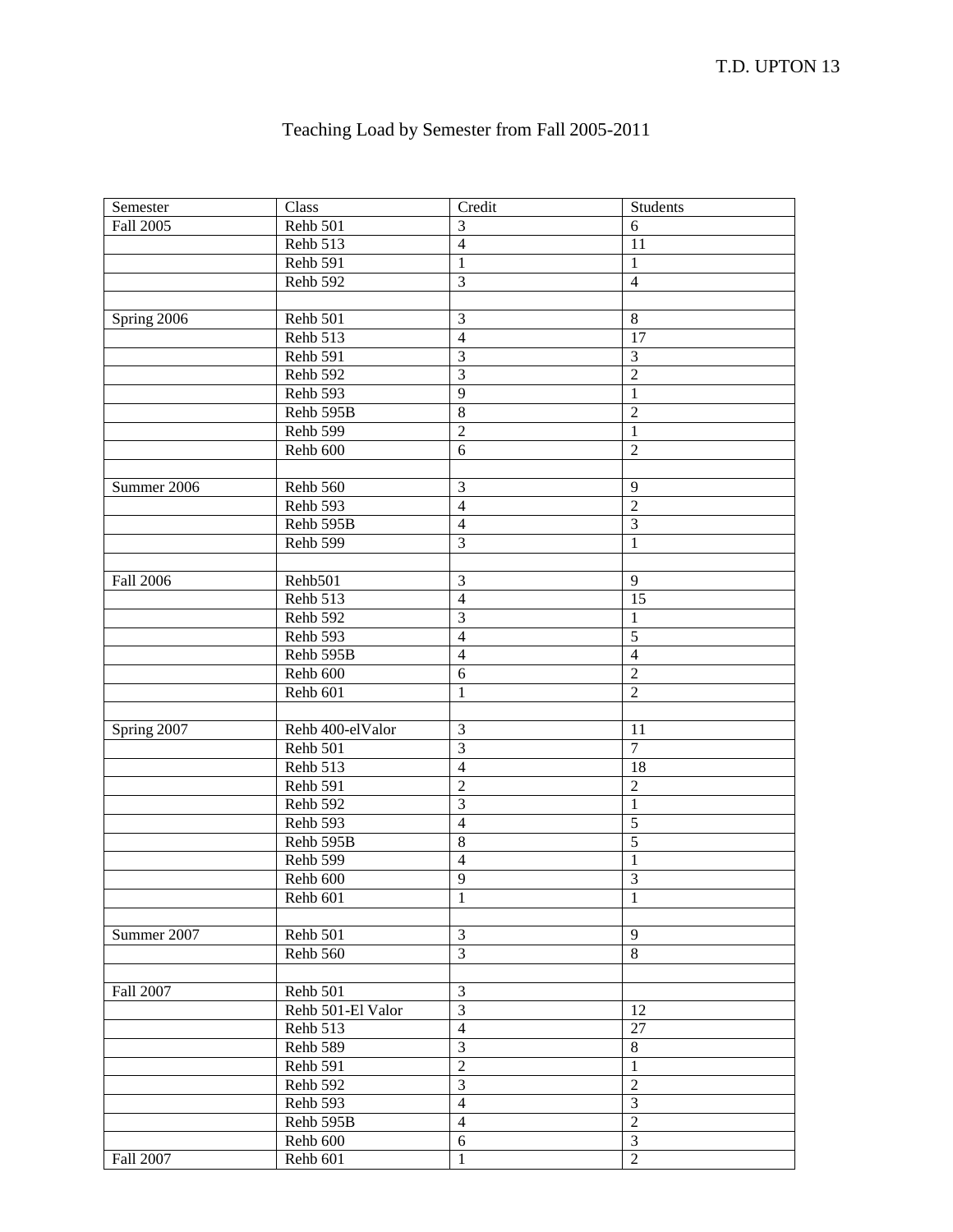# Teaching Load by Semester from Fall 2005-2011

| Semester | Class | Credit | Students |
|---|---|---|---|
| Fall 2005 | Rehb 501 | 3 | 6 |
| | Rehb 513 | 4 | 11 |
| | Rehb 591 | 1 | 1 |
| | Rehb 592 | 3 | 4 |
| | | | |
| Spring 2006 | Rehb 501 | 3 | 8 |
| | Rehb 513 | 4 | 17 |
| | Rehb 591 | 3 | 3 |
| | Rehb 592 | 3 | 2 |
| | Rehb 593 | 9 | 1 |
| | Rehb 595B | 8 | 2 |
| | Rehb 599 | 2 | 1 |
| | Rehb 600 | 6 | 2 |
| | | | |
| Summer 2006 | Rehb 560 | 3 | 9 |
| | Rehb 593 | 4 | 2 |
| | Rehb 595B | 4 | 3 |
| | Rehb 599 | 3 | 1 |
| | | | |
| Fall 2006 | Rehb501 | 3 | 9 |
| | Rehb 513 | 4 | 15 |
| | Rehb 592 | 3 | 1 |
| | Rehb 593 | 4 | 5 |
| | Rehb 595B | 4 | 4 |
| | Rehb 600 | 6 | 2 |
| | Rehb 601 | 1 | 2 |
| | | | |
| Spring 2007 | Rehb 400-elValor | 3 | 11 |
| | Rehb 501 | 3 | 7 |
| | Rehb 513 | 4 | 18 |
| | Rehb 591 | 2 | 2 |
| | Rehb 592 | 3 | 1 |
| | Rehb 593 | 4 | 5 |
| | Rehb 595B | 8 | 5 |
| | Rehb 599 | 4 | 1 |
| | Rehb 600 | 9 | 3 |
| | Rehb 601 | 1 | 1 |
| | | | |
| Summer 2007 | Rehb 501 | 3 | 9 |
| | Rehb 560 | 3 | 8 |
| | | | |
| Fall 2007 | Rehb 501 | 3 | |
| | Rehb 501-El Valor | 3 | 12 |
| | Rehb 513 | 4 | 27 |
| | Rehb 589 | 3 | 8 |
| | Rehb 591 | 2 | 1 |
| | Rehb 592 | 3 | 2 |
| | Rehb 593 | 4 | 3 |
| | Rehb 595B | 4 | 2 |
| | Rehb 600 | 6 | 3 |
| Fall 2007 | Rehb 601 | 1 | 2 |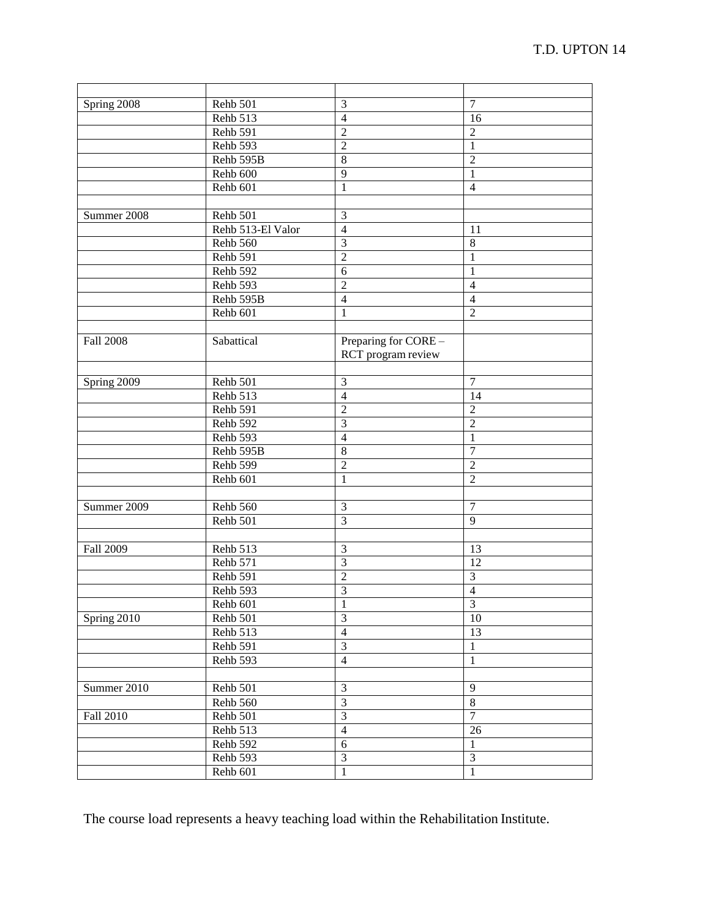| | | | |
|---|---|---|---|
| Spring 2008 | Rehb 501 | 3 | 7 |
| | Rehb 513 | 4 | 16 |
| | Rehb 591 | 2 | 2 |
| | Rehb 593 | 2 | 1 |
| | Rehb 595B | 8 | 2 |
| | Rehb 600 | 9 | 1 |
| | Rehb 601 | 1 | 4 |
| | | | |
| Summer 2008 | Rehb 501 | 3 | |
| | Rehb 513-El Valor | 4 | 11 |
| | Rehb 560 | 3 | 8 |
| | Rehb 591 | 2 | 1 |
| | Rehb 592 | 6 | 1 |
| | Rehb 593 | 2 | 4 |
| | Rehb 595B | 4 | 4 |
| | Rehb 601 | 1 | 2 |
| | | | |
| Fall 2008 | Sabattical | Preparing for CORE – RCT program review | |
| | | | |
| Spring 2009 | Rehb 501 | 3 | 7 |
| | Rehb 513 | 4 | 14 |
| | Rehb 591 | 2 | 2 |
| | Rehb 592 | 3 | 2 |
| | Rehb 593 | 4 | 1 |
| | Rehb 595B | 8 | 7 |
| | Rehb 599 | 2 | 2 |
| | Rehb 601 | 1 | 2 |
| | | | |
| Summer 2009 | Rehb 560 | 3 | 7 |
| | Rehb 501 | 3 | 9 |
| | | | |
| Fall 2009 | Rehb 513 | 3 | 13 |
| | Rehb 571 | 3 | 12 |
| | Rehb 591 | 2 | 3 |
| | Rehb 593 | 3 | 4 |
| | Rehb 601 | 1 | 3 |
| Spring 2010 | Rehb 501 | 3 | 10 |
| | Rehb 513 | 4 | 13 |
| | Rehb 591 | 3 | 1 |
| | Rehb 593 | 4 | 1 |
| | | | |
| Summer 2010 | Rehb 501 | 3 | 9 |
| | Rehb 560 | 3 | 8 |
| Fall 2010 | Rehb 501 | 3 | 7 |
| | Rehb 513 | 4 | 26 |
| | Rehb 592 | 6 | 1 |
| | Rehb 593 | 3 | 3 |
| | Rehb 601 | 1 | 1 |

The course load represents a heavy teaching load within the Rehabilitation Institute.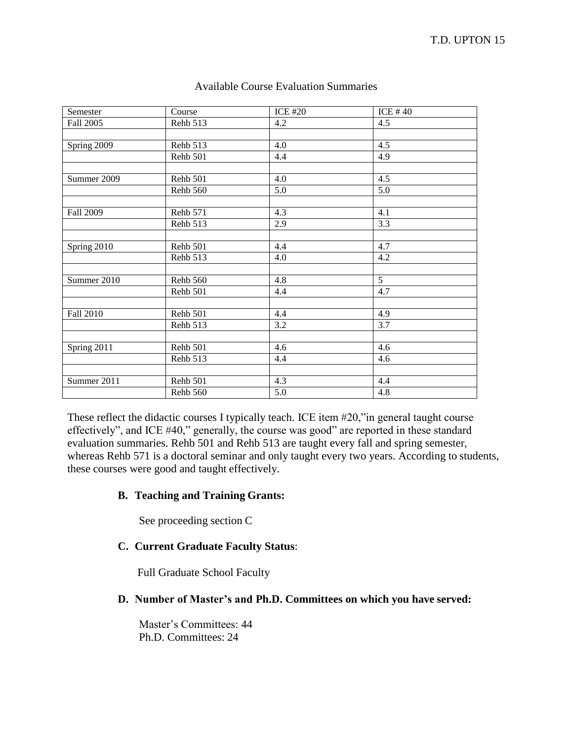Available Course Evaluation Summaries

| Semester | Course | ICE #20 | ICE # 40 |
| --- | --- | --- | --- |
| Fall 2005 | Rehb 513 | 4.2 | 4.5 |
| | | | |
| Spring 2009 | Rehb 513 | 4.0 | 4.5 |
| | Rehb 501 | 4.4 | 4.9 |
| | | | |
| Summer 2009 | Rehb 501 | 4.0 | 4.5 |
| | Rehb 560 | 5.0 | 5.0 |
| | | | |
| Fall 2009 | Rehb 571 | 4.3 | 4.1 |
| | Rehb 513 | 2.9 | 3.3 |
| | | | |
| Spring 2010 | Rehb 501 | 4.4 | 4.7 |
| | Rehb 513 | 4.0 | 4.2 |
| | | | |
| Summer 2010 | Rehb 560 | 4.8 | 5 |
| | Rehb 501 | 4.4 | 4.7 |
| | | | |
| Fall 2010 | Rehb 501 | 4.4 | 4.9 |
| | Rehb 513 | 3.2 | 3.7 |
| | | | |
| Spring 2011 | Rehb 501 | 4.6 | 4.6 |
| | Rehb 513 | 4.4 | 4.6 |
| | | | |
| Summer 2011 | Rehb 501 | 4.3 | 4.4 |
| | Rehb 560 | 5.0 | 4.8 |

These reflect the didactic courses I typically teach. ICE item #20,"in general taught course effectively", and ICE #40," generally, the course was good" are reported in these standard evaluation summaries. Rehb 501 and Rehb 513 are taught every fall and spring semester, whereas Rehb 571 is a doctoral seminar and only taught every two years. According to students, these courses were good and taught effectively.

**B. Teaching and Training Grants:**

See proceeding section C

**C. Current Graduate Faculty Status**:

Full Graduate School Faculty

**D. Number of Master's and Ph.D. Committees on which you have served:**

Master's Committees: 44
Ph.D. Committees: 24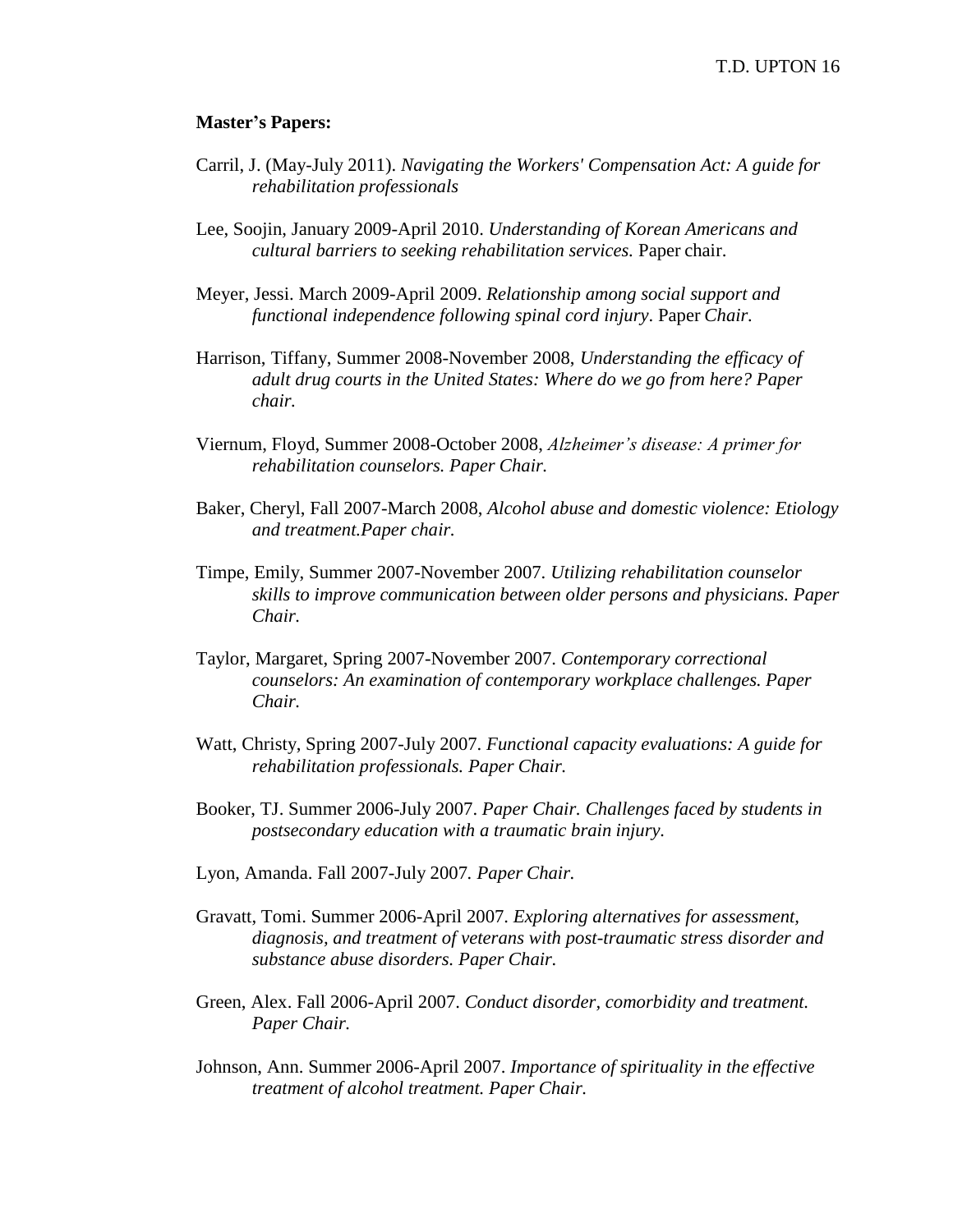**Master's Papers:**

Carril, J. (May-July 2011). *Navigating the Workers' Compensation Act: A guide for rehabilitation professionals*

Lee, Soojin, January 2009-April 2010. *Understanding of Korean Americans and cultural barriers to seeking rehabilitation services.* Paper chair.

Meyer, Jessi. March 2009-April 2009. *Relationship among social support and functional independence following spinal cord injury*. Paper *Chair.*

Harrison, Tiffany, Summer 2008-November 2008, *Understanding the efficacy of adult drug courts in the United States: Where do we go from here? Paper chair.*

Viernum, Floyd, Summer 2008-October 2008, *Alzheimer's disease: A primer for rehabilitation counselors. Paper Chair.*

Baker, Cheryl, Fall 2007-March 2008, *Alcohol abuse and domestic violence: Etiology and treatment.Paper chair.*

Timpe, Emily, Summer 2007-November 2007. *Utilizing rehabilitation counselor skills to improve communication between older persons and physicians. Paper Chair.*

Taylor, Margaret, Spring 2007-November 2007. *Contemporary correctional counselors: An examination of contemporary workplace challenges. Paper Chair.*

Watt, Christy, Spring 2007-July 2007. *Functional capacity evaluations: A guide for rehabilitation professionals. Paper Chair.*

Booker, TJ. Summer 2006-July 2007. *Paper Chair. Challenges faced by students in postsecondary education with a traumatic brain injury.*

Lyon, Amanda. Fall 2007-July 2007. *Paper Chair.*

Gravatt, Tomi. Summer 2006-April 2007. *Exploring alternatives for assessment, diagnosis, and treatment of veterans with post-traumatic stress disorder and substance abuse disorders. Paper Chair.*

Green, Alex. Fall 2006-April 2007. *Conduct disorder, comorbidity and treatment. Paper Chair.*

Johnson, Ann. Summer 2006-April 2007. *Importance of spirituality in the effective treatment of alcohol treatment. Paper Chair.*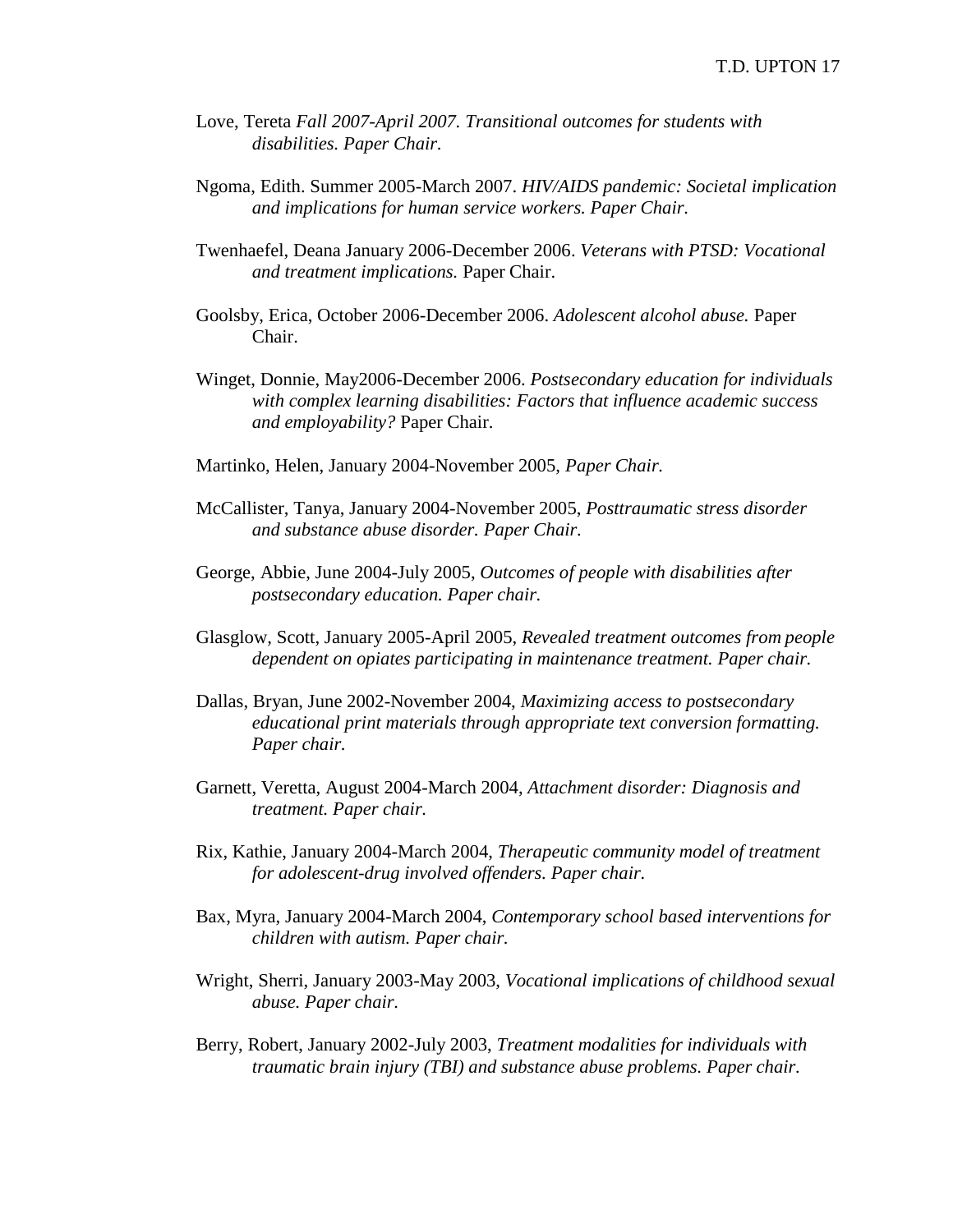Love, Tereta *Fall 2007-April 2007. Transitional outcomes for students with disabilities. Paper Chair.*

Ngoma, Edith. Summer 2005-March 2007. *HIV/AIDS pandemic: Societal implication and implications for human service workers. Paper Chair.*

Twenhaefel, Deana January 2006-December 2006. *Veterans with PTSD: Vocational and treatment implications.* Paper Chair.

Goolsby, Erica, October 2006-December 2006. *Adolescent alcohol abuse.* Paper Chair.

Winget, Donnie, May2006-December 2006. *Postsecondary education for individuals with complex learning disabilities: Factors that influence academic success and employability?* Paper Chair.

Martinko, Helen, January 2004-November 2005, *Paper Chair.*

McCallister, Tanya, January 2004-November 2005, *Posttraumatic stress disorder and substance abuse disorder. Paper Chair.*

George, Abbie, June 2004-July 2005, *Outcomes of people with disabilities after postsecondary education. Paper chair.*

Glasglow, Scott, January 2005-April 2005, *Revealed treatment outcomes from people dependent on opiates participating in maintenance treatment. Paper chair.*

Dallas, Bryan, June 2002-November 2004, *Maximizing access to postsecondary educational print materials through appropriate text conversion formatting. Paper chair.*

Garnett, Veretta, August 2004-March 2004, *Attachment disorder: Diagnosis and treatment. Paper chair.*

Rix, Kathie, January 2004-March 2004, *Therapeutic community model of treatment for adolescent-drug involved offenders. Paper chair.*

Bax, Myra, January 2004-March 2004, *Contemporary school based interventions for children with autism. Paper chair.*

Wright, Sherri, January 2003-May 2003, *Vocational implications of childhood sexual abuse. Paper chair.*

Berry, Robert, January 2002-July 2003, *Treatment modalities for individuals with traumatic brain injury (TBI) and substance abuse problems. Paper chair.*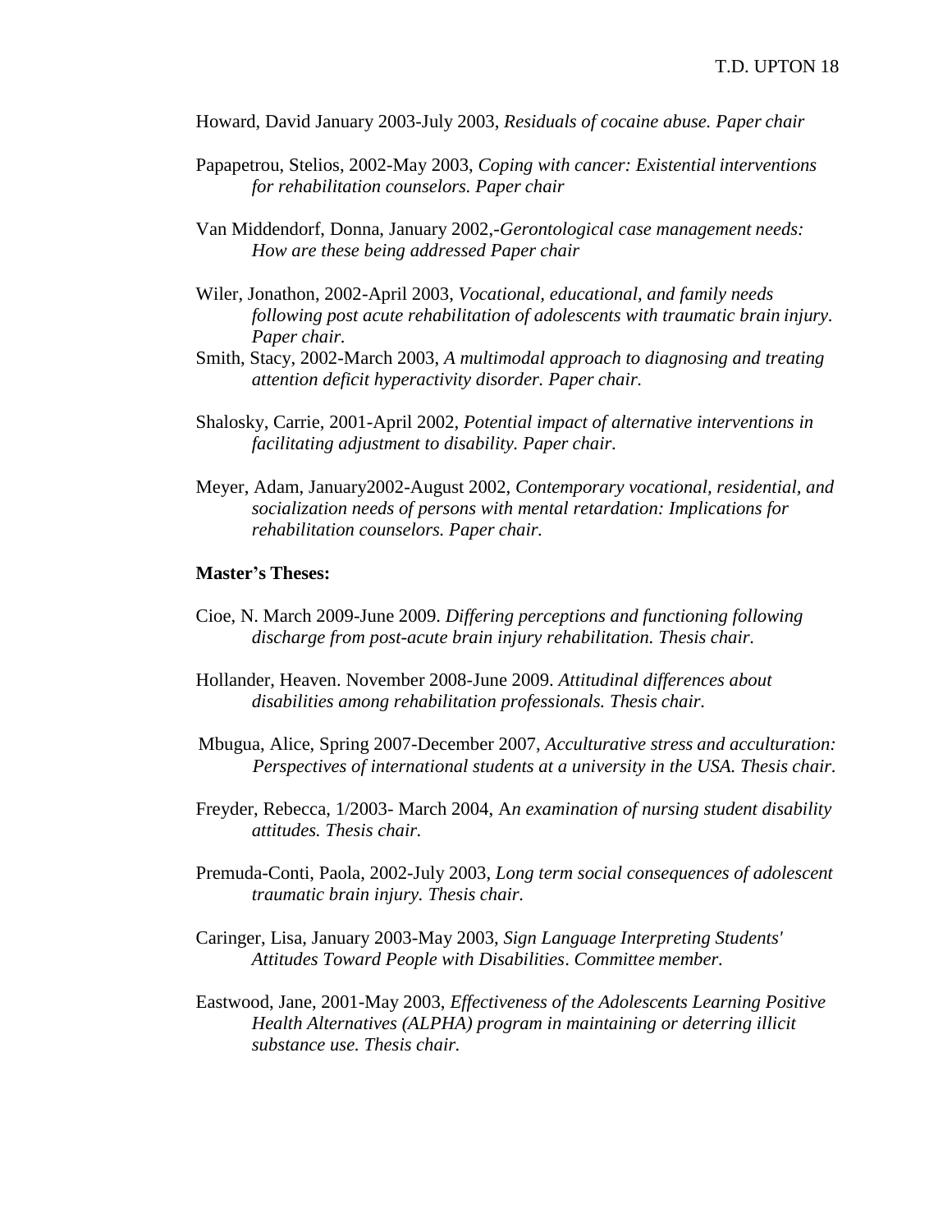Howard, David January 2003-July 2003, *Residuals of cocaine abuse. Paper chair*

Papapetrou, Stelios, 2002-May 2003, *Coping with cancer: Existential interventions for rehabilitation counselors. Paper chair*

Van Middendorf, Donna, January 2002,-*Gerontological case management needs: How are these being addressed Paper chair*

Wiler, Jonathon, 2002-April 2003, *Vocational, educational, and family needs following post acute rehabilitation of adolescents with traumatic brain injury. Paper chair.*

Smith, Stacy, 2002-March 2003, *A multimodal approach to diagnosing and treating attention deficit hyperactivity disorder. Paper chair.*

Shalosky, Carrie, 2001-April 2002, *Potential impact of alternative interventions in facilitating adjustment to disability. Paper chair.*

Meyer, Adam, January2002-August 2002, *Contemporary vocational, residential, and socialization needs of persons with mental retardation: Implications for rehabilitation counselors. Paper chair.*

**Master's Theses:**

Cioe, N. March 2009-June 2009. *Differing perceptions and functioning following discharge from post-acute brain injury rehabilitation. Thesis chair.*

Hollander, Heaven. November 2008-June 2009. *Attitudinal differences about disabilities among rehabilitation professionals. Thesis chair.*

Mbugua, Alice, Spring 2007-December 2007, *Acculturative stress and acculturation: Perspectives of international students at a university in the USA. Thesis chair.*

Freyder, Rebecca, 1/2003- March 2004, A*n examination of nursing student disability attitudes. Thesis chair.*

Premuda-Conti, Paola, 2002-July 2003, *Long term social consequences of adolescent traumatic brain injury. Thesis chair.*

Caringer, Lisa, January 2003-May 2003, *Sign Language Interpreting Students' Attitudes Toward People with Disabilities*. *Committee member.*

Eastwood, Jane, 2001-May 2003, *Effectiveness of the Adolescents Learning Positive Health Alternatives (ALPHA) program in maintaining or deterring illicit substance use. Thesis chair.*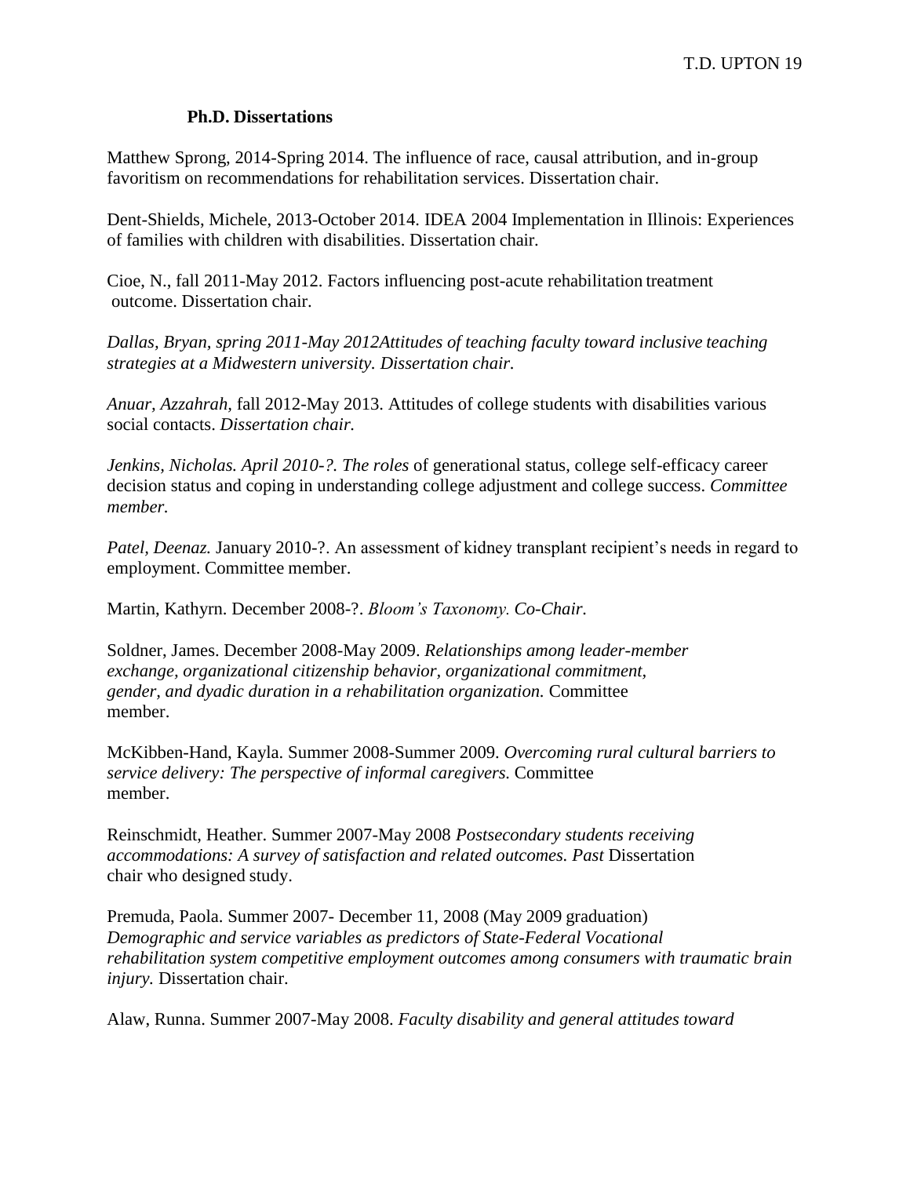### Ph.D. Dissertations

Matthew Sprong, 2014-Spring 2014. The influence of race, causal attribution, and in-group favoritism on recommendations for rehabilitation services. Dissertation chair.

Dent-Shields, Michele, 2013-October 2014. IDEA 2004 Implementation in Illinois: Experiences of families with children with disabilities. Dissertation chair.

Cioe, N., fall 2011-May 2012. Factors influencing post-acute rehabilitation treatment outcome. Dissertation chair.

*Dallas, Bryan, spring 2011-May 2012Attitudes of teaching faculty toward inclusive teaching strategies at a Midwestern university. Dissertation chair.*

*Anuar, Azzahrah,* fall 2012-May 2013. Attitudes of college students with disabilities various social contacts. *Dissertation chair.*

*Jenkins, Nicholas. April 2010-?. The roles* of generational status, college self-efficacy career decision status and coping in understanding college adjustment and college success. *Committee member.*

*Patel, Deenaz.* January 2010-?. An assessment of kidney transplant recipient's needs in regard to employment. Committee member.

Martin, Kathyrn. December 2008-?. *Bloom's Taxonomy. Co-Chair.*

Soldner, James. December 2008-May 2009. *Relationships among leader-member exchange, organizational citizenship behavior, organizational commitment, gender, and dyadic duration in a rehabilitation organization.* Committee member.

McKibben-Hand, Kayla. Summer 2008-Summer 2009. *Overcoming rural cultural barriers to service delivery: The perspective of informal caregivers.* Committee member.

Reinschmidt, Heather. Summer 2007-May 2008 *Postsecondary students receiving accommodations: A survey of satisfaction and related outcomes. Past* Dissertation chair who designed study.

Premuda, Paola. Summer 2007- December 11, 2008 (May 2009 graduation) *Demographic and service variables as predictors of State-Federal Vocational rehabilitation system competitive employment outcomes among consumers with traumatic brain injury.* Dissertation chair.

Alaw, Runna. Summer 2007-May 2008. *Faculty disability and general attitudes toward*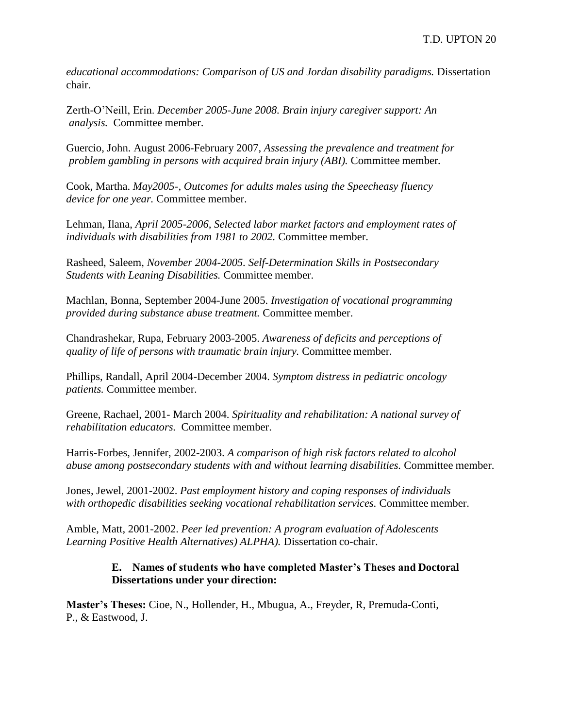*educational accommodations: Comparison of US and Jordan disability paradigms.* Dissertation chair.

Zerth-O'Neill, Erin. *December 2005-June 2008. Brain injury caregiver support: An analysis.* Committee member.

Guercio, John. August 2006-February 2007, *Assessing the prevalence and treatment for problem gambling in persons with acquired brain injury (ABI).* Committee member.

Cook, Martha. *May2005-, Outcomes for adults males using the Speecheasy fluency device for one year.* Committee member.

Lehman, Ilana, *April 2005-2006, Selected labor market factors and employment rates of individuals with disabilities from 1981 to 2002.* Committee member.

Rasheed, Saleem, *November 2004-2005. Self-Determination Skills in Postsecondary Students with Leaning Disabilities.* Committee member.

Machlan, Bonna, September 2004-June 2005. *Investigation of vocational programming provided during substance abuse treatment.* Committee member.

Chandrashekar, Rupa, February 2003-2005. *Awareness of deficits and perceptions of quality of life of persons with traumatic brain injury.* Committee member.

Phillips, Randall, April 2004-December 2004. *Symptom distress in pediatric oncology patients.* Committee member.

Greene, Rachael, 2001- March 2004. *Spirituality and rehabilitation: A national survey of rehabilitation educators.* Committee member.

Harris-Forbes, Jennifer, 2002-2003. *A comparison of high risk factors related to alcohol abuse among postsecondary students with and without learning disabilities.* Committee member.

Jones, Jewel, 2001-2002. *Past employment history and coping responses of individuals with orthopedic disabilities seeking vocational rehabilitation services.* Committee member.

Amble, Matt, 2001-2002. *Peer led prevention: A program evaluation of Adolescents Learning Positive Health Alternatives) ALPHA).* Dissertation co-chair.

**E. Names of students who have completed Master's Theses and Doctoral Dissertations under your direction:**

**Master's Theses:** Cioe, N., Hollender, H., Mbugua, A., Freyder, R, Premuda-Conti, P., & Eastwood, J.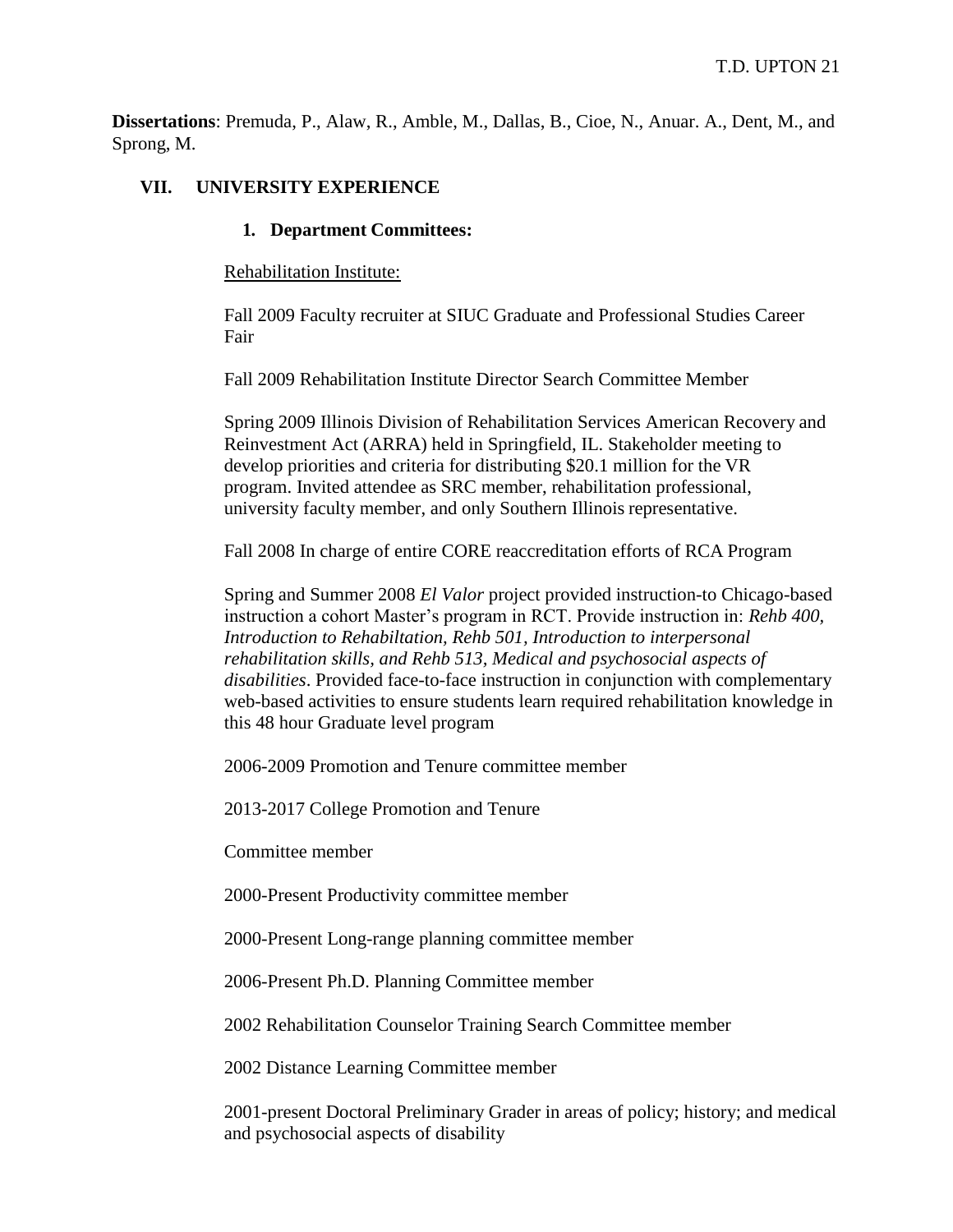**Dissertations**: Premuda, P., Alaw, R., Amble, M., Dallas, B., Cioe, N., Anuar. A., Dent, M., and Sprong, M.

## VII. UNIVERSITY EXPERIENCE

### 1. Department Committees:

Rehabilitation Institute:

Fall 2009 Faculty recruiter at SIUC Graduate and Professional Studies Career Fair

Fall 2009 Rehabilitation Institute Director Search Committee Member

Spring 2009 Illinois Division of Rehabilitation Services American Recovery and Reinvestment Act (ARRA) held in Springfield, IL. Stakeholder meeting to develop priorities and criteria for distributing $20.1 million for the VR program. Invited attendee as SRC member, rehabilitation professional, university faculty member, and only Southern Illinois representative.

Fall 2008 In charge of entire CORE reaccreditation efforts of RCA Program

Spring and Summer 2008 *El Valor* project provided instruction-to Chicago-based instruction a cohort Master's program in RCT. Provide instruction in: *Rehb 400, Introduction to Rehabiltation, Rehb 501, Introduction to interpersonal rehabilitation skills, and Rehb 513, Medical and psychosocial aspects of disabilities*. Provided face-to-face instruction in conjunction with complementary web-based activities to ensure students learn required rehabilitation knowledge in this 48 hour Graduate level program

2006-2009 Promotion and Tenure committee member

2013-2017 College Promotion and Tenure

Committee member

2000-Present Productivity committee member

2000-Present Long-range planning committee member

2006-Present Ph.D. Planning Committee member

2002 Rehabilitation Counselor Training Search Committee member

2002 Distance Learning Committee member

2001-present Doctoral Preliminary Grader in areas of policy; history; and medical and psychosocial aspects of disability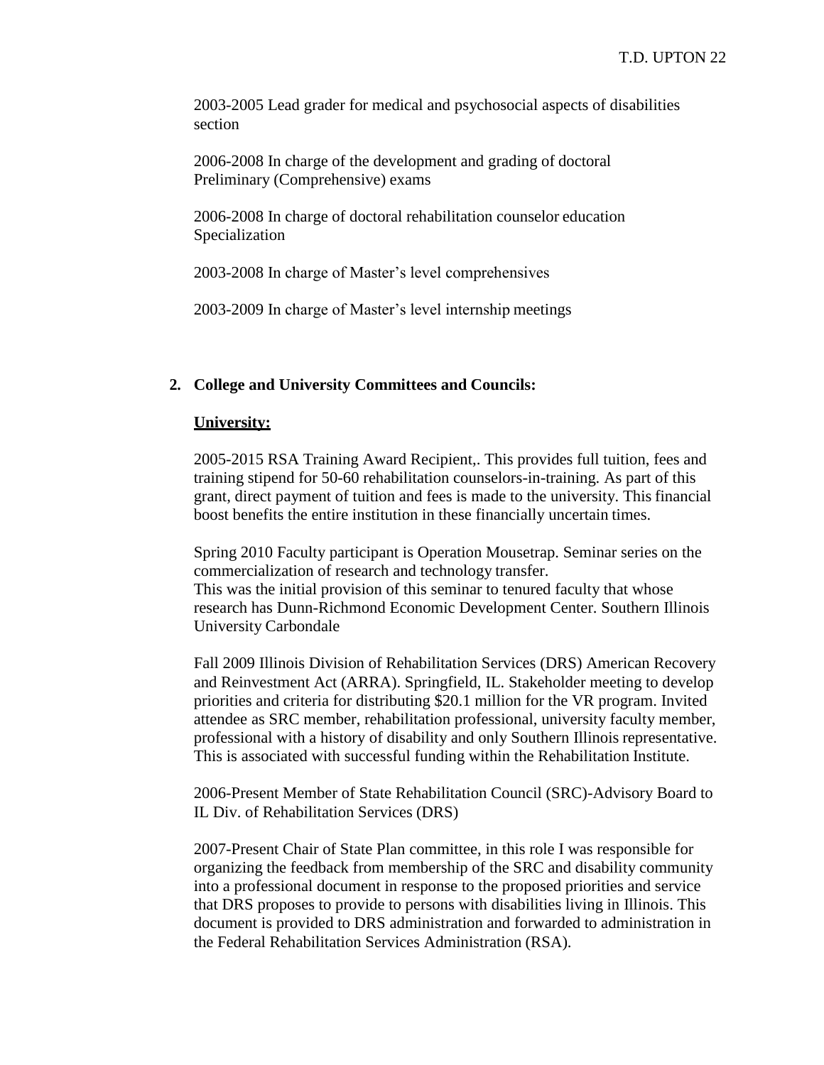2003-2005 Lead grader for medical and psychosocial aspects of disabilities section

2006-2008 In charge of the development and grading of doctoral Preliminary (Comprehensive) exams

2006-2008 In charge of doctoral rehabilitation counselor education Specialization

2003-2008 In charge of Master's level comprehensives

2003-2009 In charge of Master's level internship meetings

2. **College and University Committees and Councils:**

**University:**

2005-2015 RSA Training Award Recipient,. This provides full tuition, fees and training stipend for 50-60 rehabilitation counselors-in-training. As part of this grant, direct payment of tuition and fees is made to the university. This financial boost benefits the entire institution in these financially uncertain times.

Spring 2010 Faculty participant is Operation Mousetrap. Seminar series on the commercialization of research and technology transfer.
This was the initial provision of this seminar to tenured faculty that whose research has Dunn-Richmond Economic Development Center. Southern Illinois University Carbondale

Fall 2009 Illinois Division of Rehabilitation Services (DRS) American Recovery and Reinvestment Act (ARRA). Springfield, IL. Stakeholder meeting to develop priorities and criteria for distributing $20.1 million for the VR program. Invited attendee as SRC member, rehabilitation professional, university faculty member, professional with a history of disability and only Southern Illinois representative. This is associated with successful funding within the Rehabilitation Institute.

2006-Present Member of State Rehabilitation Council (SRC)-Advisory Board to IL Div. of Rehabilitation Services (DRS)

2007-Present Chair of State Plan committee, in this role I was responsible for organizing the feedback from membership of the SRC and disability community into a professional document in response to the proposed priorities and service that DRS proposes to provide to persons with disabilities living in Illinois. This document is provided to DRS administration and forwarded to administration in the Federal Rehabilitation Services Administration (RSA).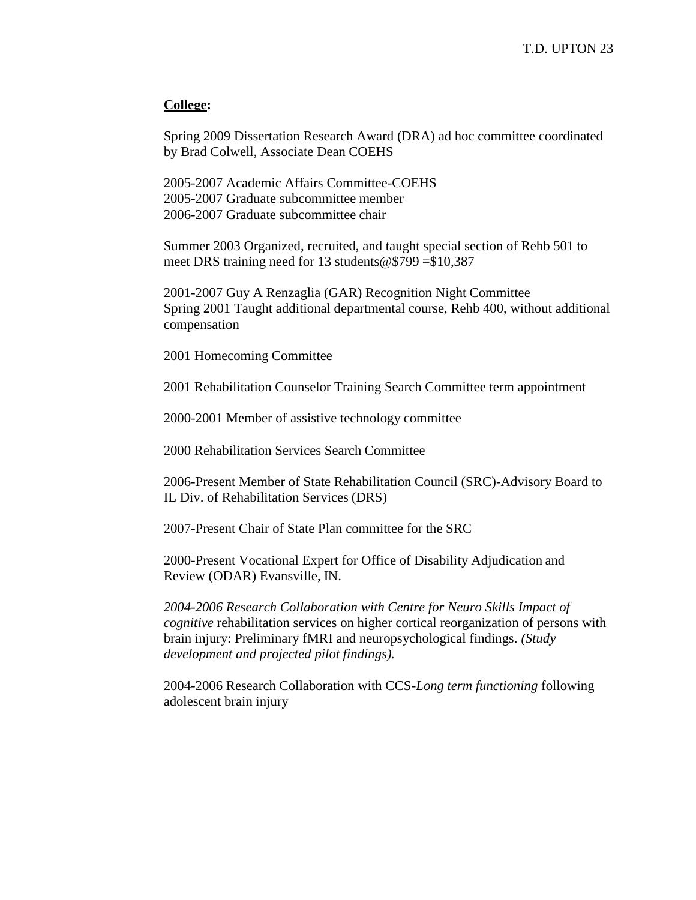**College:**

Spring 2009 Dissertation Research Award (DRA) ad hoc committee coordinated by Brad Colwell, Associate Dean COEHS

2005-2007 Academic Affairs Committee-COEHS
2005-2007 Graduate subcommittee member
2006-2007 Graduate subcommittee chair

Summer 2003 Organized, recruited, and taught special section of Rehb 501 to meet DRS training need for 13 students@$799 =$10,387

2001-2007 Guy A Renzaglia (GAR) Recognition Night Committee
Spring 2001 Taught additional departmental course, Rehb 400, without additional compensation

2001 Homecoming Committee

2001 Rehabilitation Counselor Training Search Committee term appointment

2000-2001 Member of assistive technology committee

2000 Rehabilitation Services Search Committee

2006-Present Member of State Rehabilitation Council (SRC)-Advisory Board to IL Div. of Rehabilitation Services (DRS)

2007-Present Chair of State Plan committee for the SRC

2000-Present Vocational Expert for Office of Disability Adjudication and Review (ODAR) Evansville, IN.

*2004-2006 Research Collaboration with Centre for Neuro Skills Impact of cognitive* rehabilitation services on higher cortical reorganization of persons with brain injury: Preliminary fMRI and neuropsychological findings. *(Study development and projected pilot findings).*

2004-2006 Research Collaboration with CCS-*Long term functioning* following adolescent brain injury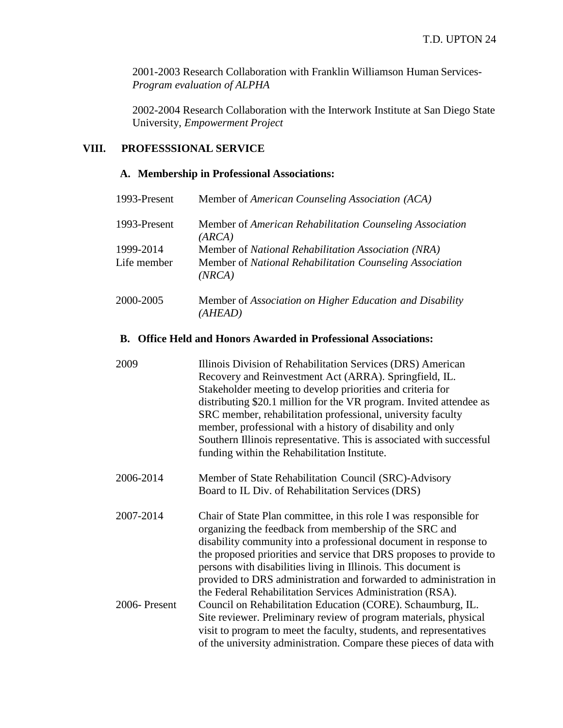2001-2003 Research Collaboration with Franklin Williamson Human Services- *Program evaluation of ALPHA*

2002-2004 Research Collaboration with the Interwork Institute at San Diego State University, *Empowerment Project*

## VIII. PROFESSSIONAL SERVICE

### A. Membership in Professional Associations:

| | |
|---|---|
| 1993-Present | Member of *American Counseling Association (ACA)* |
| 1993-Present | Member of *American Rehabilitation Counseling Association (ARCA)* |
| 1999-2014 | Member of *National Rehabilitation Association (NRA)* |
| Life member | Member of *National Rehabilitation Counseling Association (NRCA)* |
| 2000-2005 | Member of *Association on Higher Education and Disability (AHEAD)* |

### B. Office Held and Honors Awarded in Professional Associations:

| | |
|---|---|
| 2009 | Illinois Division of Rehabilitation Services (DRS) American Recovery and Reinvestment Act (ARRA). Springfield, IL. Stakeholder meeting to develop priorities and criteria for distributing $20.1 million for the VR program. Invited attendee as SRC member, rehabilitation professional, university faculty member, professional with a history of disability and only Southern Illinois representative. This is associated with successful funding within the Rehabilitation Institute. |
| 2006-2014 | Member of State Rehabilitation Council (SRC)-Advisory Board to IL Div. of Rehabilitation Services (DRS) |
| 2007-2014 | Chair of State Plan committee, in this role I was responsible for organizing the feedback from membership of the SRC and disability community into a professional document in response to the proposed priorities and service that DRS proposes to provide to persons with disabilities living in Illinois. This document is provided to DRS administration and forwarded to administration in the Federal Rehabilitation Services Administration (RSA). |
| 2006- Present | Council on Rehabilitation Education (CORE). Schaumburg, IL. Site reviewer. Preliminary review of program materials, physical visit to program to meet the faculty, students, and representatives of the university administration. Compare these pieces of data with |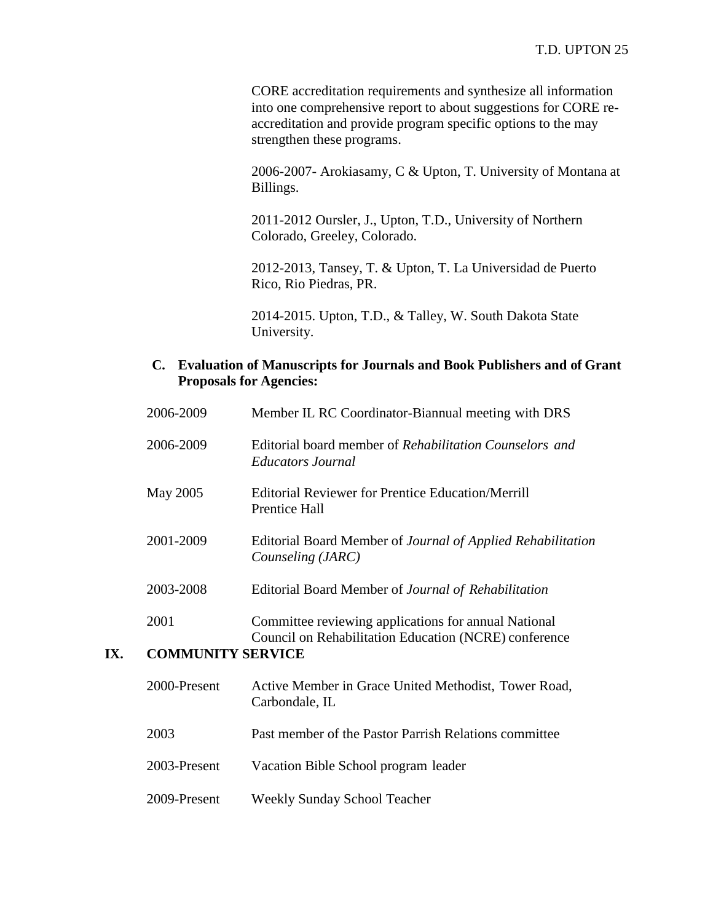CORE accreditation requirements and synthesize all information into one comprehensive report to about suggestions for CORE re-accreditation and provide program specific options to the may strengthen these programs.

2006-2007- Arokiasamy, C & Upton, T. University of Montana at Billings.

2011-2012 Oursler, J., Upton, T.D., University of Northern Colorado, Greeley, Colorado.

2012-2013, Tansey, T. & Upton, T. La Universidad de Puerto Rico, Rio Piedras, PR.

2014-2015. Upton, T.D., & Talley, W. South Dakota State University.

### C. Evaluation of Manuscripts for Journals and Book Publishers and of Grant Proposals for Agencies:

| | |
|---|---|
| 2006-2009 | Member IL RC Coordinator-Biannual meeting with DRS |
| 2006-2009 | Editorial board member of *Rehabilitation Counselors and Educators Journal* |
| May 2005 | Editorial Reviewer for Prentice Education/Merrill Prentice Hall |
| 2001-2009 | Editorial Board Member of *Journal of Applied Rehabilitation Counseling (JARC)* |
| 2003-2008 | Editorial Board Member of *Journal of Rehabilitation* |
| 2001 | Committee reviewing applications for annual National Council on Rehabilitation Education (NCRE) conference |

## IX. COMMUNITY SERVICE

| | |
|---|---|
| 2000-Present | Active Member in Grace United Methodist, Tower Road, Carbondale, IL |
| 2003 | Past member of the Pastor Parrish Relations committee |
| 2003-Present | Vacation Bible School program leader |
| 2009-Present | Weekly Sunday School Teacher |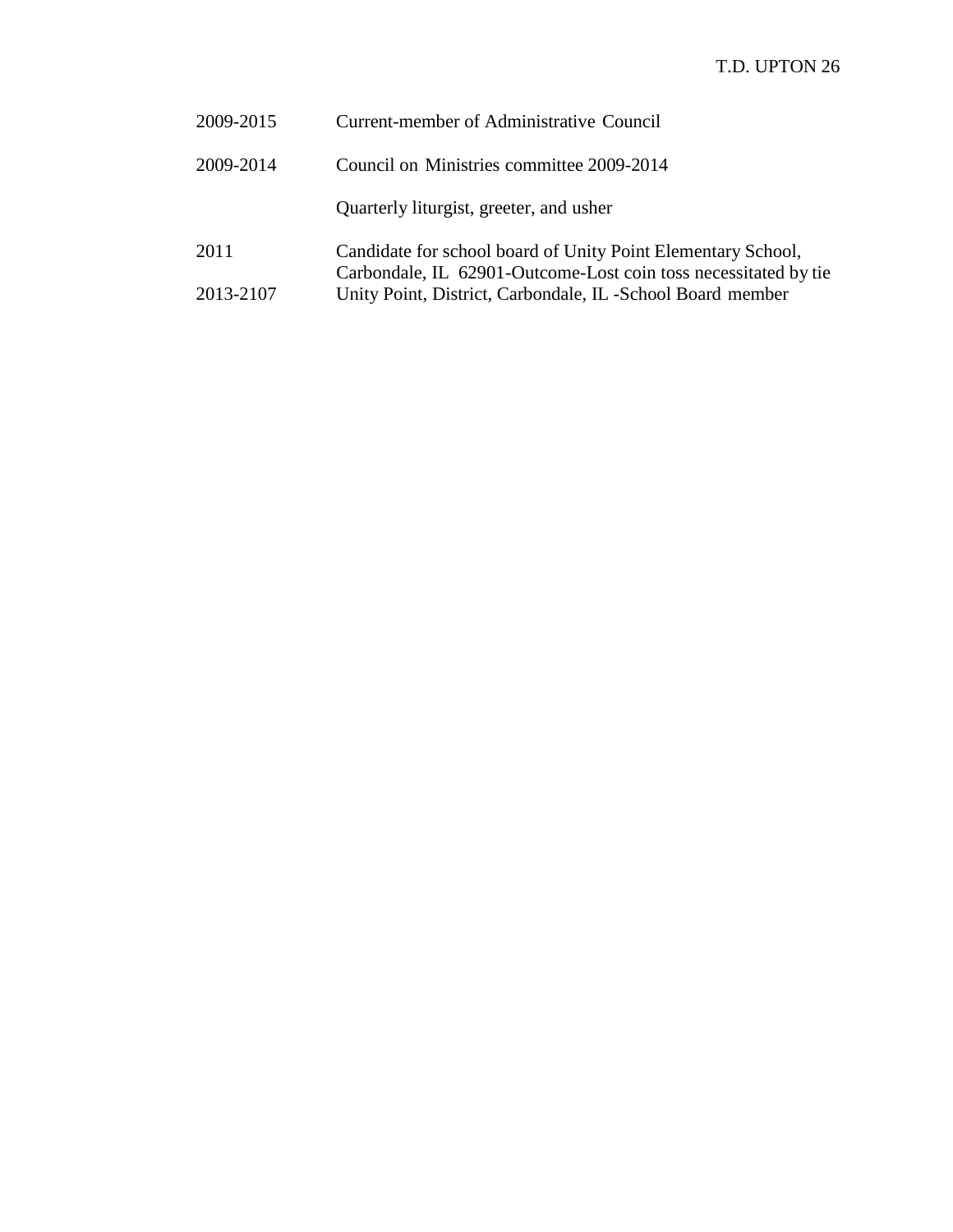| | |
|---|---|
| 2009-2015 | Current-member of Administrative Council |
| 2009-2014 | Council on Ministries committee 2009-2014 |
| | Quarterly liturgist, greeter, and usher |
| 2011 | Candidate for school board of Unity Point Elementary School, Carbondale, IL 62901-Outcome-Lost coin toss necessitated by tie |
| 2013-2107 | Unity Point, District, Carbondale, IL -School Board member |